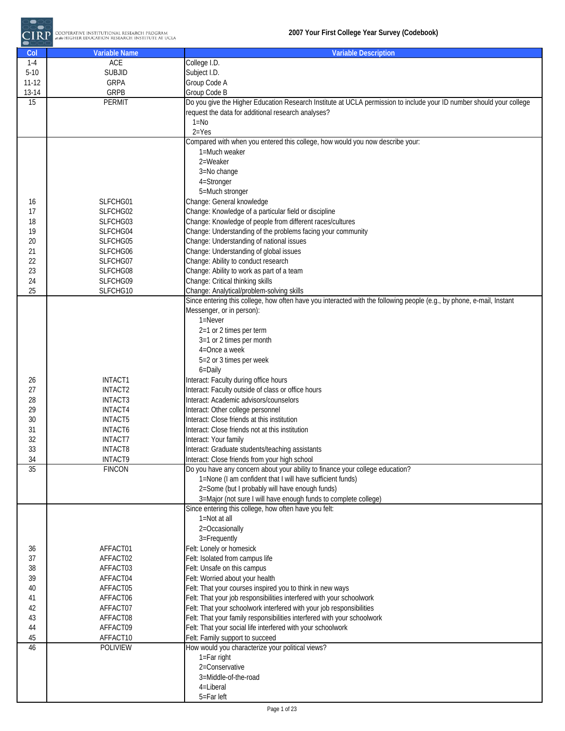# 2007 Your First College Year Survey (Codebook)

| Col | Variable Name | Variable Description |
|---|---|---|
| 1-4 | ACE | College I.D. |
| 5-10 | SUBJID | Subject I.D. |
| 11-12 | GRPA | Group Code A |
| 13-14 | GRPB | Group Code B |
| 15 | PERMIT | Do you give the Higher Education Research Institute at UCLA permission to include your ID number should your college request the data for additional research analyses?<br>1=No<br>2=Yes |
| | | Compared with when you entered this college, how would you now describe your:<br>1=Much weaker<br>2=Weaker<br>3=No change<br>4=Stronger<br>5=Much stronger |
| 16 | SLFCHG01 | Change: General knowledge |
| 17 | SLFCHG02 | Change: Knowledge of a particular field or discipline |
| 18 | SLFCHG03 | Change: Knowledge of people from different races/cultures |
| 19 | SLFCHG04 | Change: Understanding of the problems facing your community |
| 20 | SLFCHG05 | Change: Understanding of national issues |
| 21 | SLFCHG06 | Change: Understanding of global issues |
| 22 | SLFCHG07 | Change: Ability to conduct research |
| 23 | SLFCHG08 | Change: Ability to work as part of a team |
| 24 | SLFCHG09 | Change: Critical thinking skills |
| 25 | SLFCHG10 | Change: Analytical/problem-solving skills |
| | | Since entering this college, how often have you interacted with the following people (e.g., by phone, e-mail, Instant Messenger, or in person):<br>1=Never<br>2=1 or 2 times per term<br>3=1 or 2 times per month<br>4=Once a week<br>5=2 or 3 times per week<br>6=Daily |
| 26 | INTACT1 | Interact: Faculty during office hours |
| 27 | INTACT2 | Interact: Faculty outside of class or office hours |
| 28 | INTACT3 | Interact: Academic advisors/counselors |
| 29 | INTACT4 | Interact: Other college personnel |
| 30 | INTACT5 | Interact: Close friends at this institution |
| 31 | INTACT6 | Interact: Close friends not at this institution |
| 32 | INTACT7 | Interact: Your family |
| 33 | INTACT8 | Interact: Graduate students/teaching assistants |
| 34 | INTACT9 | Interact: Close friends from your high school |
| 35 | FINCON | Do you have any concern about your ability to finance your college education?<br>1=None (I am confident that I will have sufficient funds)<br>2=Some (but I probably will have enough funds)<br>3=Major (not sure I will have enough funds to complete college) |
| | | Since entering this college, how often have you felt:<br>1=Not at all<br>2=Occasionally<br>3=Frequently |
| 36 | AFFACT01 | Felt: Lonely or homesick |
| 37 | AFFACT02 | Felt: Isolated from campus life |
| 38 | AFFACT03 | Felt: Unsafe on this campus |
| 39 | AFFACT04 | Felt: Worried about your health |
| 40 | AFFACT05 | Felt: That your courses inspired you to think in new ways |
| 41 | AFFACT06 | Felt: That your job responsibilities interfered with your schoolwork |
| 42 | AFFACT07 | Felt: That your schoolwork interfered with your job responsibilities |
| 43 | AFFACT08 | Felt: That your family responsibilities interfered with your schoolwork |
| 44 | AFFACT09 | Felt: That your social life interfered with your schoolwork |
| 45 | AFFACT10 | Felt: Family support to succeed |
| 46 | POLIVIEW | How would you characterize your political views?<br>1=Far right<br>2=Conservative<br>3=Middle-of-the-road<br>4=Liberal<br>5=Far left |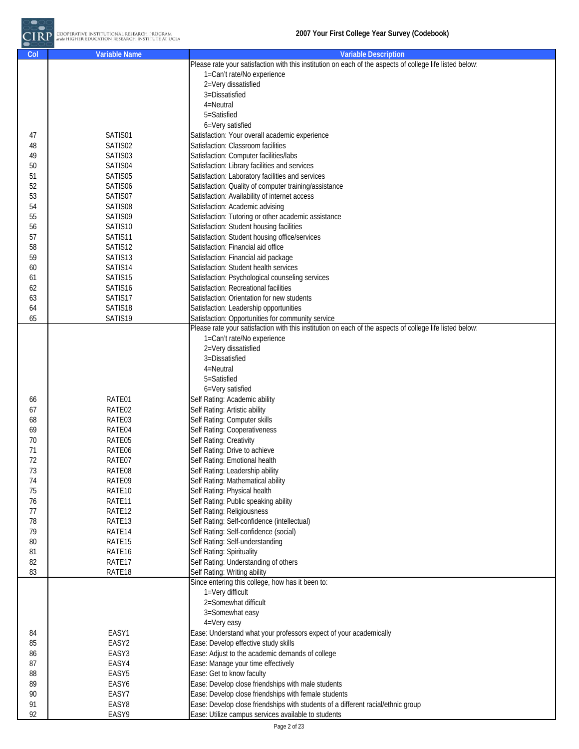| Col | Variable Name | Variable Description |
|---|---|---|
| | | Please rate your satisfaction with this institution on each of the aspects of college life listed below:<br>1=Can't rate/No experience<br>2=Very dissatisfied<br>3=Dissatisfied<br>4=Neutral<br>5=Satisfied<br>6=Very satisfied |
| 47 | SATIS01 | Satisfaction: Your overall academic experience |
| 48 | SATIS02 | Satisfaction: Classroom facilities |
| 49 | SATIS03 | Satisfaction: Computer facilities/labs |
| 50 | SATIS04 | Satisfaction: Library facilities and services |
| 51 | SATIS05 | Satisfaction: Laboratory facilities and services |
| 52 | SATIS06 | Satisfaction: Quality of computer training/assistance |
| 53 | SATIS07 | Satisfaction: Availability of internet access |
| 54 | SATIS08 | Satisfaction: Academic advising |
| 55 | SATIS09 | Satisfaction: Tutoring or other academic assistance |
| 56 | SATIS10 | Satisfaction: Student housing facilities |
| 57 | SATIS11 | Satisfaction: Student housing office/services |
| 58 | SATIS12 | Satisfaction: Financial aid office |
| 59 | SATIS13 | Satisfaction: Financial aid package |
| 60 | SATIS14 | Satisfaction: Student health services |
| 61 | SATIS15 | Satisfaction: Psychological counseling services |
| 62 | SATIS16 | Satisfaction: Recreational facilities |
| 63 | SATIS17 | Satisfaction: Orientation for new students |
| 64 | SATIS18 | Satisfaction: Leadership opportunities |
| 65 | SATIS19 | Satisfaction: Opportunities for community service |
| | | Please rate your satisfaction with this institution on each of the aspects of college life listed below:<br>1=Can't rate/No experience<br>2=Very dissatisfied<br>3=Dissatisfied<br>4=Neutral<br>5=Satisfied<br>6=Very satisfied |
| 66 | RATE01 | Self Rating: Academic ability |
| 67 | RATE02 | Self Rating: Artistic ability |
| 68 | RATE03 | Self Rating: Computer skills |
| 69 | RATE04 | Self Rating: Cooperativeness |
| 70 | RATE05 | Self Rating: Creativity |
| 71 | RATE06 | Self Rating: Drive to achieve |
| 72 | RATE07 | Self Rating: Emotional health |
| 73 | RATE08 | Self Rating: Leadership ability |
| 74 | RATE09 | Self Rating: Mathematical ability |
| 75 | RATE10 | Self Rating: Physical health |
| 76 | RATE11 | Self Rating: Public speaking ability |
| 77 | RATE12 | Self Rating: Religiousness |
| 78 | RATE13 | Self Rating: Self-confidence (intellectual) |
| 79 | RATE14 | Self Rating: Self-confidence (social) |
| 80 | RATE15 | Self Rating: Self-understanding |
| 81 | RATE16 | Self Rating: Spirituality |
| 82 | RATE17 | Self Rating: Understanding of others |
| 83 | RATE18 | Self Rating: Writing ability |
| | | Since entering this college, how has it been to:<br>1=Very difficult<br>2=Somewhat difficult<br>3=Somewhat easy<br>4=Very easy |
| 84 | EASY1 | Ease: Understand what your professors expect of your academically |
| 85 | EASY2 | Ease: Develop effective study skills |
| 86 | EASY3 | Ease: Adjust to the academic demands of college |
| 87 | EASY4 | Ease: Manage your time effectively |
| 88 | EASY5 | Ease: Get to know faculty |
| 89 | EASY6 | Ease: Develop close friendships with male students |
| 90 | EASY7 | Ease: Develop close friendships with female students |
| 91 | EASY8 | Ease: Develop close friendships with students of a different racial/ethnic group |
| 92 | EASY9 | Ease: Utilize campus services available to students |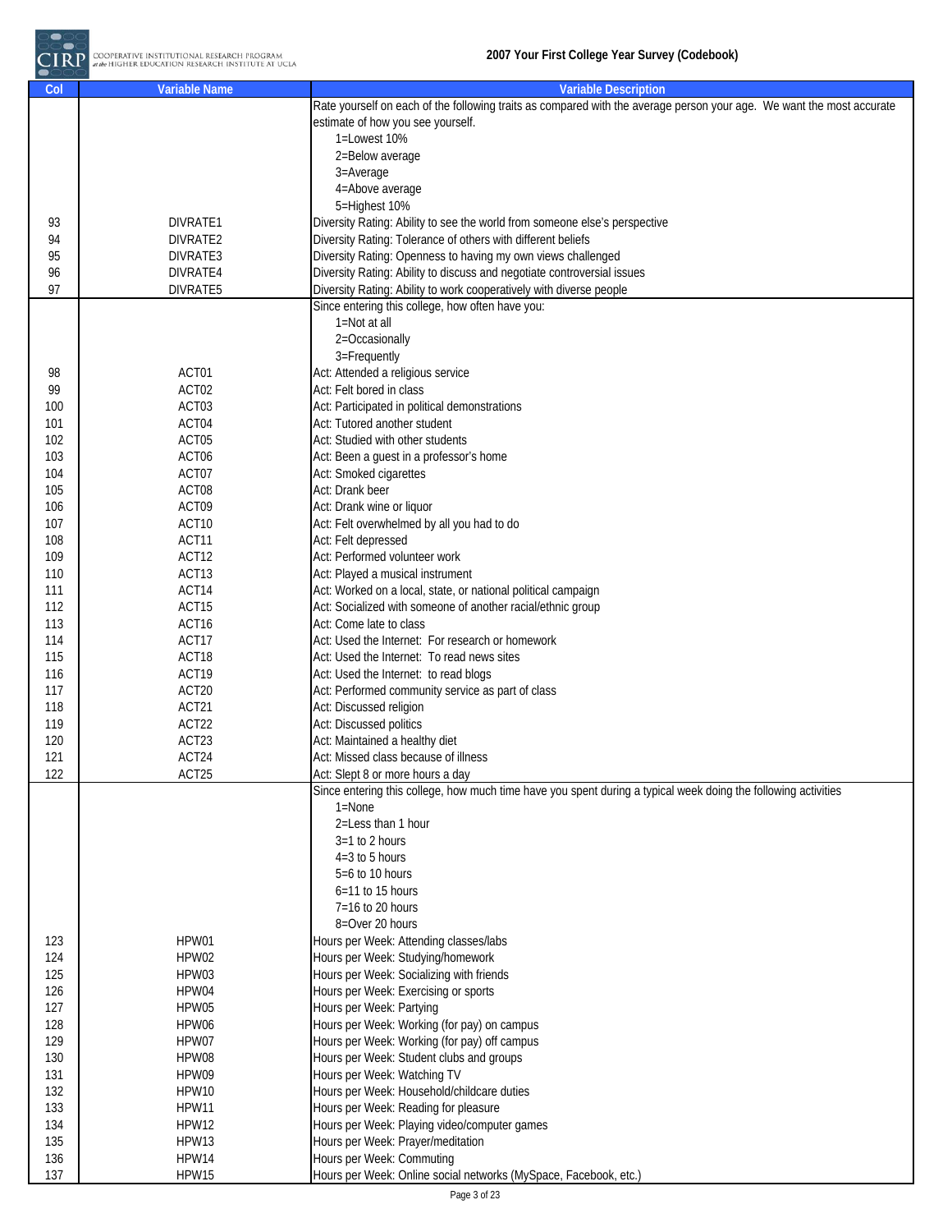| Col | Variable Name | Variable Description |
|---|---|---|
| | | Rate yourself on each of the following traits as compared with the average person your age. We want the most accurate estimate of how you see yourself.<br>1=Lowest 10%<br>2=Below average<br>3=Average<br>4=Above average<br>5=Highest 10% |
| 93 | DIVRATE1 | Diversity Rating: Ability to see the world from someone else's perspective |
| 94 | DIVRATE2 | Diversity Rating: Tolerance of others with different beliefs |
| 95 | DIVRATE3 | Diversity Rating: Openness to having my own views challenged |
| 96 | DIVRATE4 | Diversity Rating: Ability to discuss and negotiate controversial issues |
| 97 | DIVRATE5 | Diversity Rating: Ability to work cooperatively with diverse people |
| | | Since entering this college, how often have you:<br>1=Not at all<br>2=Occasionally<br>3=Frequently |
| 98 | ACT01 | Act: Attended a religious service |
| 99 | ACT02 | Act: Felt bored in class |
| 100 | ACT03 | Act: Participated in political demonstrations |
| 101 | ACT04 | Act: Tutored another student |
| 102 | ACT05 | Act: Studied with other students |
| 103 | ACT06 | Act: Been a guest in a professor's home |
| 104 | ACT07 | Act: Smoked cigarettes |
| 105 | ACT08 | Act: Drank beer |
| 106 | ACT09 | Act: Drank wine or liquor |
| 107 | ACT10 | Act: Felt overwhelmed by all you had to do |
| 108 | ACT11 | Act: Felt depressed |
| 109 | ACT12 | Act: Performed volunteer work |
| 110 | ACT13 | Act: Played a musical instrument |
| 111 | ACT14 | Act: Worked on a local, state, or national political campaign |
| 112 | ACT15 | Act: Socialized with someone of another racial/ethnic group |
| 113 | ACT16 | Act: Come late to class |
| 114 | ACT17 | Act: Used the Internet: For research or homework |
| 115 | ACT18 | Act: Used the Internet: To read news sites |
| 116 | ACT19 | Act: Used the Internet: to read blogs |
| 117 | ACT20 | Act: Performed community service as part of class |
| 118 | ACT21 | Act: Discussed religion |
| 119 | ACT22 | Act: Discussed politics |
| 120 | ACT23 | Act: Maintained a healthy diet |
| 121 | ACT24 | Act: Missed class because of illness |
| 122 | ACT25 | Act: Slept 8 or more hours a day |
| | | Since entering this college, how much time have you spent during a typical week doing the following activities<br>1=None<br>2=Less than 1 hour<br>3=1 to 2 hours<br>4=3 to 5 hours<br>5=6 to 10 hours<br>6=11 to 15 hours<br>7=16 to 20 hours<br>8=Over 20 hours |
| 123 | HPW01 | Hours per Week: Attending classes/labs |
| 124 | HPW02 | Hours per Week: Studying/homework |
| 125 | HPW03 | Hours per Week: Socializing with friends |
| 126 | HPW04 | Hours per Week: Exercising or sports |
| 127 | HPW05 | Hours per Week: Partying |
| 128 | HPW06 | Hours per Week: Working (for pay) on campus |
| 129 | HPW07 | Hours per Week: Working (for pay) off campus |
| 130 | HPW08 | Hours per Week: Student clubs and groups |
| 131 | HPW09 | Hours per Week: Watching TV |
| 132 | HPW10 | Hours per Week: Household/childcare duties |
| 133 | HPW11 | Hours per Week: Reading for pleasure |
| 134 | HPW12 | Hours per Week: Playing video/computer games |
| 135 | HPW13 | Hours per Week: Prayer/meditation |
| 136 | HPW14 | Hours per Week: Commuting |
| 137 | HPW15 | Hours per Week: Online social networks (MySpace, Facebook, etc.) |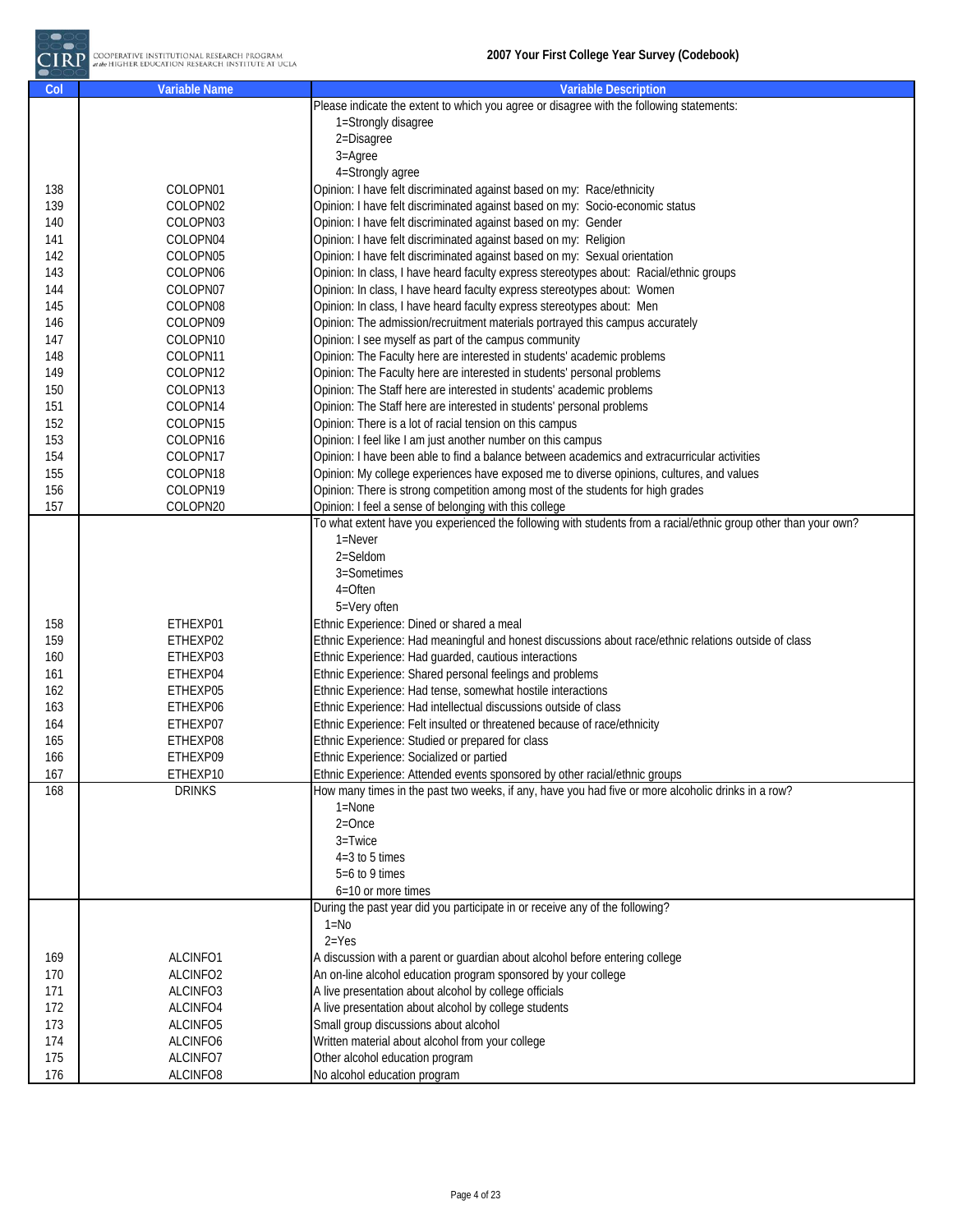| Col | Variable Name | Variable Description |
|---|---|---|
| | | Please indicate the extent to which you agree or disagree with the following statements: |
| | | 1=Strongly disagree |
| | | 2=Disagree |
| | | 3=Agree |
| | | 4=Strongly agree |
| 138 | COLOPN01 | Opinion: I have felt discriminated against based on my: Race/ethnicity |
| 139 | COLOPN02 | Opinion: I have felt discriminated against based on my: Socio-economic status |
| 140 | COLOPN03 | Opinion: I have felt discriminated against based on my: Gender |
| 141 | COLOPN04 | Opinion: I have felt discriminated against based on my: Religion |
| 142 | COLOPN05 | Opinion: I have felt discriminated against based on my: Sexual orientation |
| 143 | COLOPN06 | Opinion: In class, I have heard faculty express stereotypes about: Racial/ethnic groups |
| 144 | COLOPN07 | Opinion: In class, I have heard faculty express stereotypes about: Women |
| 145 | COLOPN08 | Opinion: In class, I have heard faculty express stereotypes about: Men |
| 146 | COLOPN09 | Opinion: The admission/recruitment materials portrayed this campus accurately |
| 147 | COLOPN10 | Opinion: I see myself as part of the campus community |
| 148 | COLOPN11 | Opinion: The Faculty here are interested in students' academic problems |
| 149 | COLOPN12 | Opinion: The Faculty here are interested in students' personal problems |
| 150 | COLOPN13 | Opinion: The Staff here are interested in students' academic problems |
| 151 | COLOPN14 | Opinion: The Staff here are interested in students' personal problems |
| 152 | COLOPN15 | Opinion: There is a lot of racial tension on this campus |
| 153 | COLOPN16 | Opinion: I feel like I am just another number on this campus |
| 154 | COLOPN17 | Opinion: I have been able to find a balance between academics and extracurricular activities |
| 155 | COLOPN18 | Opinion: My college experiences have exposed me to diverse opinions, cultures, and values |
| 156 | COLOPN19 | Opinion: There is strong competition among most of the students for high grades |
| 157 | COLOPN20 | Opinion: I feel a sense of belonging with this college |
| | | To what extent have you experienced the following with students from a racial/ethnic group other than your own? |
| | | 1=Never |
| | | 2=Seldom |
| | | 3=Sometimes |
| | | 4=Often |
| | | 5=Very often |
| 158 | ETHEXP01 | Ethnic Experience: Dined or shared a meal |
| 159 | ETHEXP02 | Ethnic Experience: Had meaningful and honest discussions about race/ethnic relations outside of class |
| 160 | ETHEXP03 | Ethnic Experience: Had guarded, cautious interactions |
| 161 | ETHEXP04 | Ethnic Experience: Shared personal feelings and problems |
| 162 | ETHEXP05 | Ethnic Experience: Had tense, somewhat hostile interactions |
| 163 | ETHEXP06 | Ethnic Experience: Had intellectual discussions outside of class |
| 164 | ETHEXP07 | Ethnic Experience: Felt insulted or threatened because of race/ethnicity |
| 165 | ETHEXP08 | Ethnic Experience: Studied or prepared for class |
| 166 | ETHEXP09 | Ethnic Experience: Socialized or partied |
| 167 | ETHEXP10 | Ethnic Experience: Attended events sponsored by other racial/ethnic groups |
| 168 | DRINKS | How many times in the past two weeks, if any, have you had five or more alcoholic drinks in a row? |
| | | 1=None |
| | | 2=Once |
| | | 3=Twice |
| | | 4=3 to 5 times |
| | | 5=6 to 9 times |
| | | 6=10 or more times |
| | | During the past year did you participate in or receive any of the following? |
| | | 1=No |
| | | 2=Yes |
| 169 | ALCINFO1 | A discussion with a parent or guardian about alcohol before entering college |
| 170 | ALCINFO2 | An on-line alcohol education program sponsored by your college |
| 171 | ALCINFO3 | A live presentation about alcohol by college officials |
| 172 | ALCINFO4 | A live presentation about alcohol by college students |
| 173 | ALCINFO5 | Small group discussions about alcohol |
| 174 | ALCINFO6 | Written material about alcohol from your college |
| 175 | ALCINFO7 | Other alcohol education program |
| 176 | ALCINFO8 | No alcohol education program |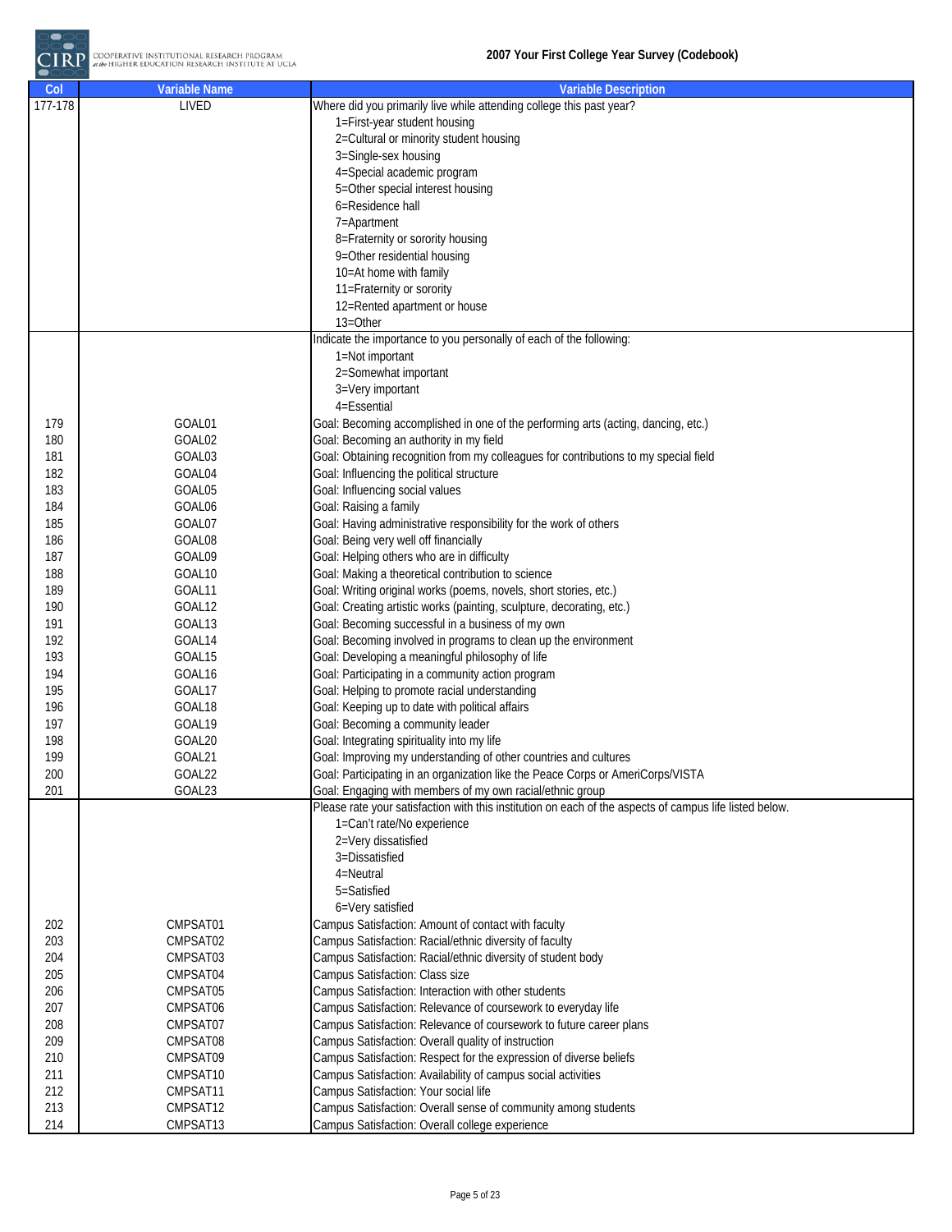| Col | Variable Name | Variable Description |
|---|---|---|
| 177-178 | LIVED | Where did you primarily live while attending college this past year? |
| | | 1=First-year student housing |
| | | 2=Cultural or minority student housing |
| | | 3=Single-sex housing |
| | | 4=Special academic program |
| | | 5=Other special interest housing |
| | | 6=Residence hall |
| | | 7=Apartment |
| | | 8=Fraternity or sorority housing |
| | | 9=Other residential housing |
| | | 10=At home with family |
| | | 11=Fraternity or sorority |
| | | 12=Rented apartment or house |
| | | 13=Other |
| | | Indicate the importance to you personally of each of the following: |
| | | 1=Not important |
| | | 2=Somewhat important |
| | | 3=Very important |
| | | 4=Essential |
| 179 | GOAL01 | Goal: Becoming accomplished in one of the performing arts (acting, dancing, etc.) |
| 180 | GOAL02 | Goal: Becoming an authority in my field |
| 181 | GOAL03 | Goal: Obtaining recognition from my colleagues for contributions to my special field |
| 182 | GOAL04 | Goal: Influencing the political structure |
| 183 | GOAL05 | Goal: Influencing social values |
| 184 | GOAL06 | Goal: Raising a family |
| 185 | GOAL07 | Goal: Having administrative responsibility for the work of others |
| 186 | GOAL08 | Goal: Being very well off financially |
| 187 | GOAL09 | Goal: Helping others who are in difficulty |
| 188 | GOAL10 | Goal: Making a theoretical contribution to science |
| 189 | GOAL11 | Goal: Writing original works (poems, novels, short stories, etc.) |
| 190 | GOAL12 | Goal: Creating artistic works (painting, sculpture, decorating, etc.) |
| 191 | GOAL13 | Goal: Becoming successful in a business of my own |
| 192 | GOAL14 | Goal: Becoming involved in programs to clean up the environment |
| 193 | GOAL15 | Goal: Developing a meaningful philosophy of life |
| 194 | GOAL16 | Goal: Participating in a community action program |
| 195 | GOAL17 | Goal: Helping to promote racial understanding |
| 196 | GOAL18 | Goal: Keeping up to date with political affairs |
| 197 | GOAL19 | Goal: Becoming a community leader |
| 198 | GOAL20 | Goal: Integrating spirituality into my life |
| 199 | GOAL21 | Goal: Improving my understanding of other countries and cultures |
| 200 | GOAL22 | Goal: Participating in an organization like the Peace Corps or AmeriCorps/VISTA |
| 201 | GOAL23 | Goal: Engaging with members of my own racial/ethnic group |
| | | Please rate your satisfaction with this institution on each of the aspects of campus life listed below. |
| | | 1=Can't rate/No experience |
| | | 2=Very dissatisfied |
| | | 3=Dissatisfied |
| | | 4=Neutral |
| | | 5=Satisfied |
| | | 6=Very satisfied |
| 202 | CMPSAT01 | Campus Satisfaction: Amount of contact with faculty |
| 203 | CMPSAT02 | Campus Satisfaction: Racial/ethnic diversity of faculty |
| 204 | CMPSAT03 | Campus Satisfaction: Racial/ethnic diversity of student body |
| 205 | CMPSAT04 | Campus Satisfaction: Class size |
| 206 | CMPSAT05 | Campus Satisfaction: Interaction with other students |
| 207 | CMPSAT06 | Campus Satisfaction: Relevance of coursework to everyday life |
| 208 | CMPSAT07 | Campus Satisfaction: Relevance of coursework to future career plans |
| 209 | CMPSAT08 | Campus Satisfaction: Overall quality of instruction |
| 210 | CMPSAT09 | Campus Satisfaction: Respect for the expression of diverse beliefs |
| 211 | CMPSAT10 | Campus Satisfaction: Availability of campus social activities |
| 212 | CMPSAT11 | Campus Satisfaction: Your social life |
| 213 | CMPSAT12 | Campus Satisfaction: Overall sense of community among students |
| 214 | CMPSAT13 | Campus Satisfaction: Overall college experience |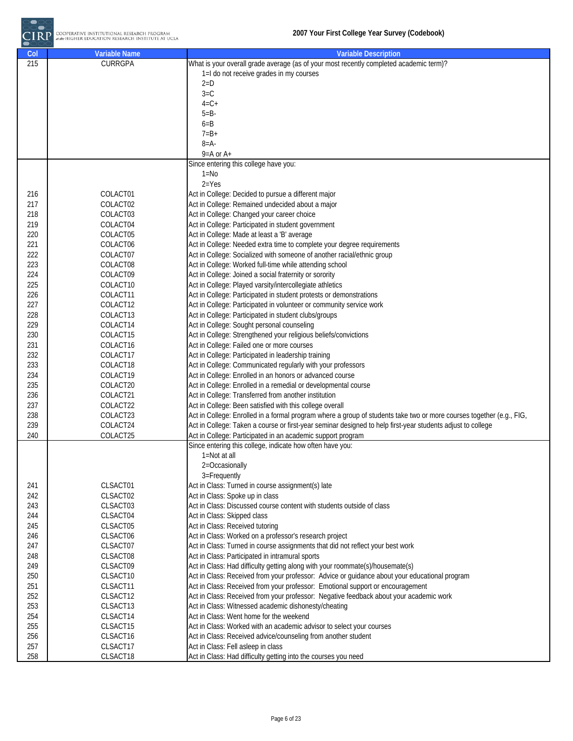| Col | Variable Name | Variable Description |
|---|---|---|
| 215 | CURRGPA | What is your overall grade average (as of your most recently completed academic term)? |
| | | 1=I do not receive grades in my courses |
| | | 2=D |
| | | 3=C |
| | | 4=C+ |
| | | 5=B- |
| | | 6=B |
| | | 7=B+ |
| | | 8=A- |
| | | 9=A or A+ |
| | | Since entering this college have you: |
| | | 1=No |
| | | 2=Yes |
| 216 | COLACT01 | Act in College: Decided to pursue a different major |
| 217 | COLACT02 | Act in College: Remained undecided about a major |
| 218 | COLACT03 | Act in College: Changed your career choice |
| 219 | COLACT04 | Act in College: Participated in student government |
| 220 | COLACT05 | Act in College: Made at least a 'B' average |
| 221 | COLACT06 | Act in College: Needed extra time to complete your degree requirements |
| 222 | COLACT07 | Act in College: Socialized with someone of another racial/ethnic group |
| 223 | COLACT08 | Act in College: Worked full-time while attending school |
| 224 | COLACT09 | Act in College: Joined a social fraternity or sorority |
| 225 | COLACT10 | Act in College: Played varsity/intercollegiate athletics |
| 226 | COLACT11 | Act in College: Participated in student protests or demonstrations |
| 227 | COLACT12 | Act in College: Participated in volunteer or community service work |
| 228 | COLACT13 | Act in College: Participated in student clubs/groups |
| 229 | COLACT14 | Act in College: Sought personal counseling |
| 230 | COLACT15 | Act in College: Strengthened your religious beliefs/convictions |
| 231 | COLACT16 | Act in College: Failed one or more courses |
| 232 | COLACT17 | Act in College: Participated in leadership training |
| 233 | COLACT18 | Act in College: Communicated regularly with your professors |
| 234 | COLACT19 | Act in College: Enrolled in an honors or advanced course |
| 235 | COLACT20 | Act in College: Enrolled in a remedial or developmental course |
| 236 | COLACT21 | Act in College: Transferred from another institution |
| 237 | COLACT22 | Act in College: Been satisfied with this college overall |
| 238 | COLACT23 | Act in College: Enrolled in a formal program where a group of students take two or more courses together (e.g., FIG, |
| 239 | COLACT24 | Act in College: Taken a course or first-year seminar designed to help first-year students adjust to college |
| 240 | COLACT25 | Act in College: Participated in an academic support program |
| | | Since entering this college, indicate how often have you: |
| | | 1=Not at all |
| | | 2=Occasionally |
| | | 3=Frequently |
| 241 | CLSACT01 | Act in Class: Turned in course assignment(s) late |
| 242 | CLSACT02 | Act in Class: Spoke up in class |
| 243 | CLSACT03 | Act in Class: Discussed course content with students outside of class |
| 244 | CLSACT04 | Act in Class: Skipped class |
| 245 | CLSACT05 | Act in Class: Received tutoring |
| 246 | CLSACT06 | Act in Class: Worked on a professor's research project |
| 247 | CLSACT07 | Act in Class: Turned in course assignments that did not reflect your best work |
| 248 | CLSACT08 | Act in Class: Participated in intramural sports |
| 249 | CLSACT09 | Act in Class: Had difficulty getting along with your roommate(s)/housemate(s) |
| 250 | CLSACT10 | Act in Class: Received from your professor: Advice or guidance about your educational program |
| 251 | CLSACT11 | Act in Class: Received from your professor: Emotional support or encouragement |
| 252 | CLSACT12 | Act in Class: Received from your professor: Negative feedback about your academic work |
| 253 | CLSACT13 | Act in Class: Witnessed academic dishonesty/cheating |
| 254 | CLSACT14 | Act in Class: Went home for the weekend |
| 255 | CLSACT15 | Act in Class: Worked with an academic advisor to select your courses |
| 256 | CLSACT16 | Act in Class: Received advice/counseling from another student |
| 257 | CLSACT17 | Act in Class: Fell asleep in class |
| 258 | CLSACT18 | Act in Class: Had difficulty getting into the courses you need |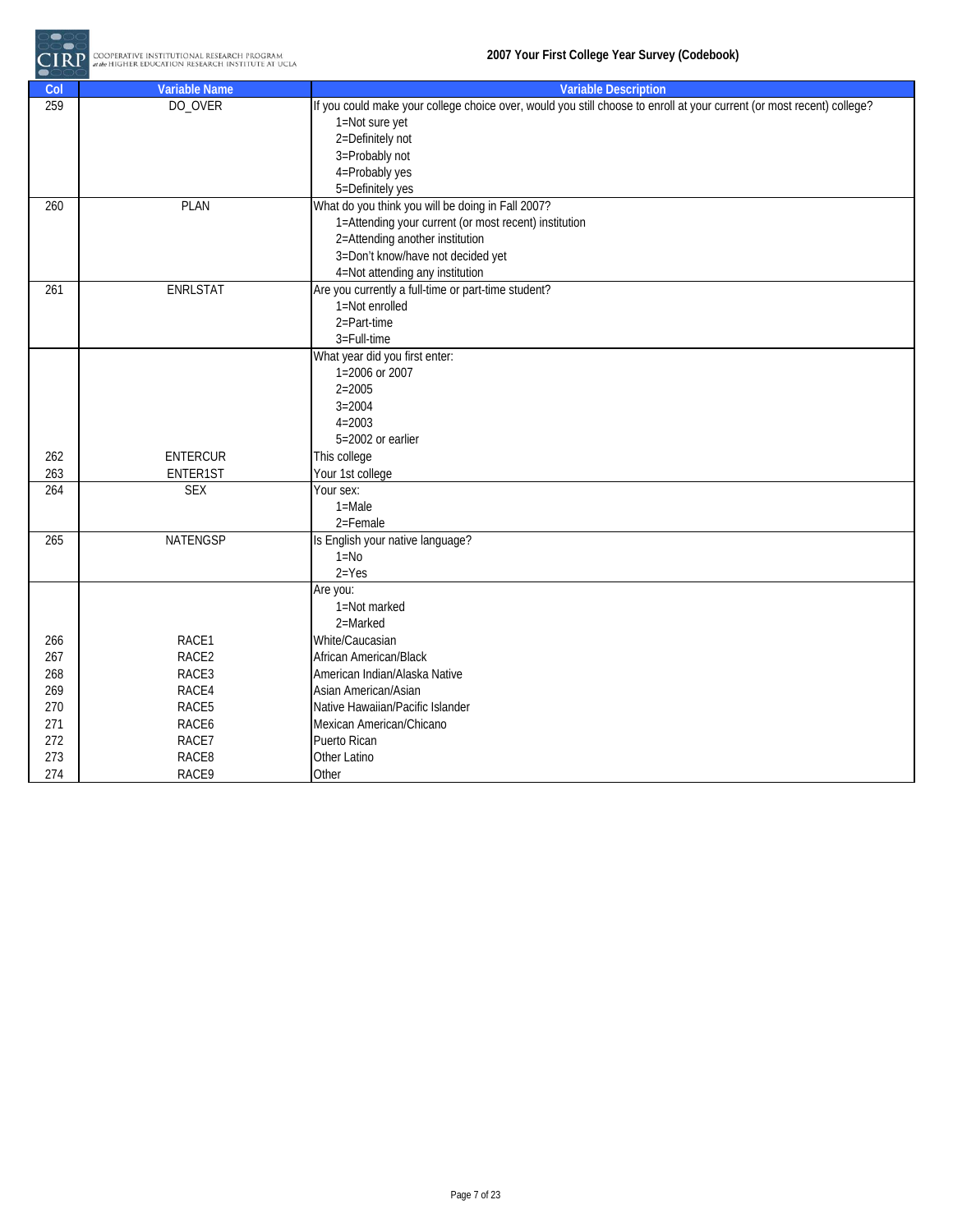| Col | Variable Name | Variable Description |
|---|---|---|
| 259 | DO_OVER | If you could make your college choice over, would you still choose to enroll at your current (or most recent) college?<br>1=Not sure yet<br>2=Definitely not<br>3=Probably not<br>4=Probably yes<br>5=Definitely yes |
| 260 | PLAN | What do you think you will be doing in Fall 2007?<br>1=Attending your current (or most recent) institution<br>2=Attending another institution<br>3=Don't know/have not decided yet<br>4=Not attending any institution |
| 261 | ENRLSTAT | Are you currently a full-time or part-time student?<br>1=Not enrolled<br>2=Part-time<br>3=Full-time |
| | | What year did you first enter:<br>1=2006 or 2007<br>2=2005<br>3=2004<br>4=2003<br>5=2002 or earlier |
| 262 | ENTERCUR | This college |
| 263 | ENTER1ST | Your 1st college |
| 264 | SEX | Your sex:<br>1=Male<br>2=Female |
| 265 | NATENGSP | Is English your native language?<br>1=No<br>2=Yes |
| | | Are you:<br>1=Not marked<br>2=Marked |
| 266 | RACE1 | White/Caucasian |
| 267 | RACE2 | African American/Black |
| 268 | RACE3 | American Indian/Alaska Native |
| 269 | RACE4 | Asian American/Asian |
| 270 | RACE5 | Native Hawaiian/Pacific Islander |
| 271 | RACE6 | Mexican American/Chicano |
| 272 | RACE7 | Puerto Rican |
| 273 | RACE8 | Other Latino |
| 274 | RACE9 | Other |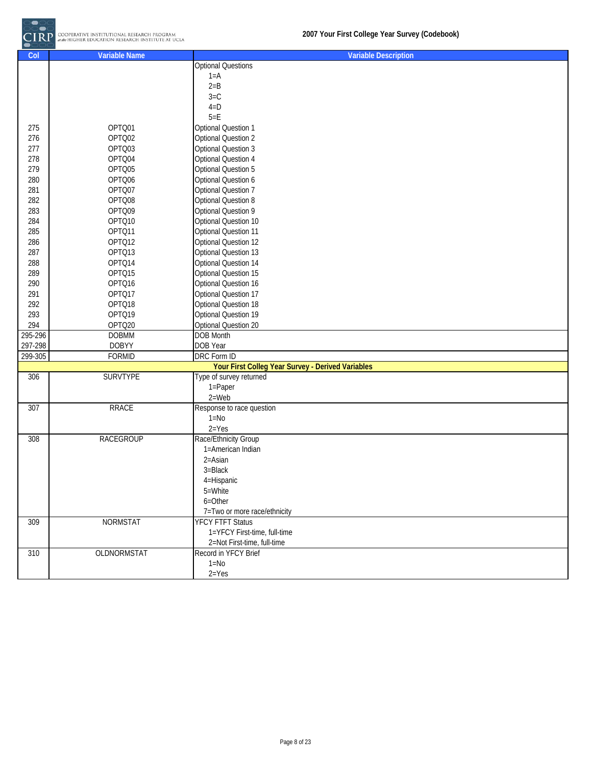| Col | Variable Name | Variable Description |
|---|---|---|
| | | Optional Questions<br>1=A<br>2=B<br>3=C<br>4=D<br>5=E |
| 275 | OPTQ01 | Optional Question 1 |
| 276 | OPTQ02 | Optional Question 2 |
| 277 | OPTQ03 | Optional Question 3 |
| 278 | OPTQ04 | Optional Question 4 |
| 279 | OPTQ05 | Optional Question 5 |
| 280 | OPTQ06 | Optional Question 6 |
| 281 | OPTQ07 | Optional Question 7 |
| 282 | OPTQ08 | Optional Question 8 |
| 283 | OPTQ09 | Optional Question 9 |
| 284 | OPTQ10 | Optional Question 10 |
| 285 | OPTQ11 | Optional Question 11 |
| 286 | OPTQ12 | Optional Question 12 |
| 287 | OPTQ13 | Optional Question 13 |
| 288 | OPTQ14 | Optional Question 14 |
| 289 | OPTQ15 | Optional Question 15 |
| 290 | OPTQ16 | Optional Question 16 |
| 291 | OPTQ17 | Optional Question 17 |
| 292 | OPTQ18 | Optional Question 18 |
| 293 | OPTQ19 | Optional Question 19 |
| 294 | OPTQ20 | Optional Question 20 |
| 295-296 | DOBMM | DOB Month |
| 297-298 | DOBYY | DOB Year |
| 299-305 | FORMID | DRC Form ID |
| | | **Your First Colleg Year Survey - Derived Variables** |
| 306 | SURVTYPE | Type of survey returned<br>1=Paper<br>2=Web |
| 307 | RRACE | Response to race question<br>1=No<br>2=Yes |
| 308 | RACEGROUP | Race/Ethnicity Group<br>1=American Indian<br>2=Asian<br>3=Black<br>4=Hispanic<br>5=White<br>6=Other<br>7=Two or more race/ethnicity |
| 309 | NORMSTAT | YFCY FTFT Status<br>1=YFCY First-time, full-time<br>2=Not First-time, full-time |
| 310 | OLDNORMSTAT | Record in YFCY Brief<br>1=No<br>2=Yes |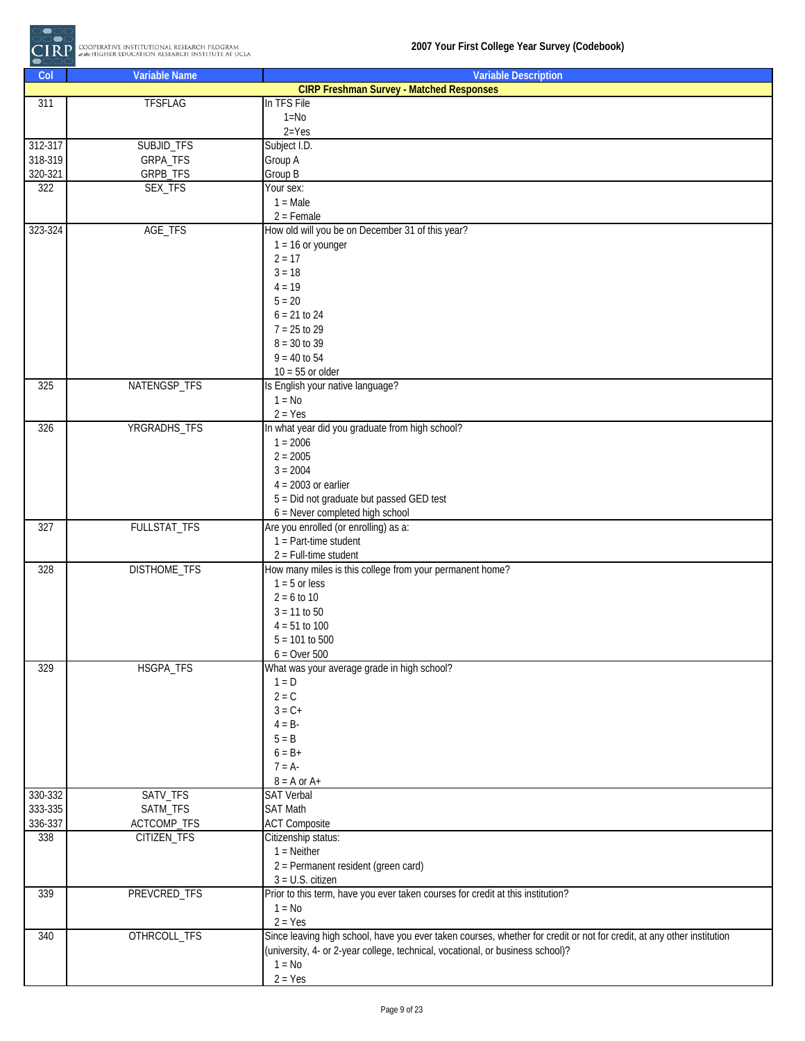| Col | Variable Name | Variable Description |
|---|---|---|
| | | **CIRP Freshman Survey - Matched Responses** |
| 311 | TFSFLAG | In TFS File<br>1=No<br>2=Yes |
| 312-317 | SUBJID_TFS | Subject I.D. |
| 318-319 | GRPA_TFS | Group A |
| 320-321 | GRPB_TFS | Group B |
| 322 | SEX_TFS | Your sex:<br>1 = Male<br>2 = Female |
| 323-324 | AGE_TFS | How old will you be on December 31 of this year?<br>1 = 16 or younger<br>2 = 17<br>3 = 18<br>4 = 19<br>5 = 20<br>6 = 21 to 24<br>7 = 25 to 29<br>8 = 30 to 39<br>9 = 40 to 54<br>10 = 55 or older |
| 325 | NATENGSP_TFS | Is English your native language?<br>1 = No<br>2 = Yes |
| 326 | YRGRADHS_TFS | In what year did you graduate from high school?<br>1 = 2006<br>2 = 2005<br>3 = 2004<br>4 = 2003 or earlier<br>5 = Did not graduate but passed GED test<br>6 = Never completed high school |
| 327 | FULLSTAT_TFS | Are you enrolled (or enrolling) as a:<br>1 = Part-time student<br>2 = Full-time student |
| 328 | DISTHOME_TFS | How many miles is this college from your permanent home?<br>1 = 5 or less<br>2 = 6 to 10<br>3 = 11 to 50<br>4 = 51 to 100<br>5 = 101 to 500<br>6 = Over 500 |
| 329 | HSGPA_TFS | What was your average grade in high school?<br>1 = D<br>2 = C<br>3 = C+<br>4 = B-<br>5 = B<br>6 = B+<br>7 = A-<br>8 = A or A+ |
| 330-332 | SATV_TFS | SAT Verbal |
| 333-335 | SATM_TFS | SAT Math |
| 336-337 | ACTCOMP_TFS | ACT Composite |
| 338 | CITIZEN_TFS | Citizenship status:<br>1 = Neither<br>2 = Permanent resident (green card)<br>3 = U.S. citizen |
| 339 | PREVCRED_TFS | Prior to this term, have you ever taken courses for credit at this institution?<br>1 = No<br>2 = Yes |
| 340 | OTHRCOLL_TFS | Since leaving high school, have you ever taken courses, whether for credit or not for credit, at any other institution (university, 4- or 2-year college, technical, vocational, or business school)?<br>1 = No<br>2 = Yes |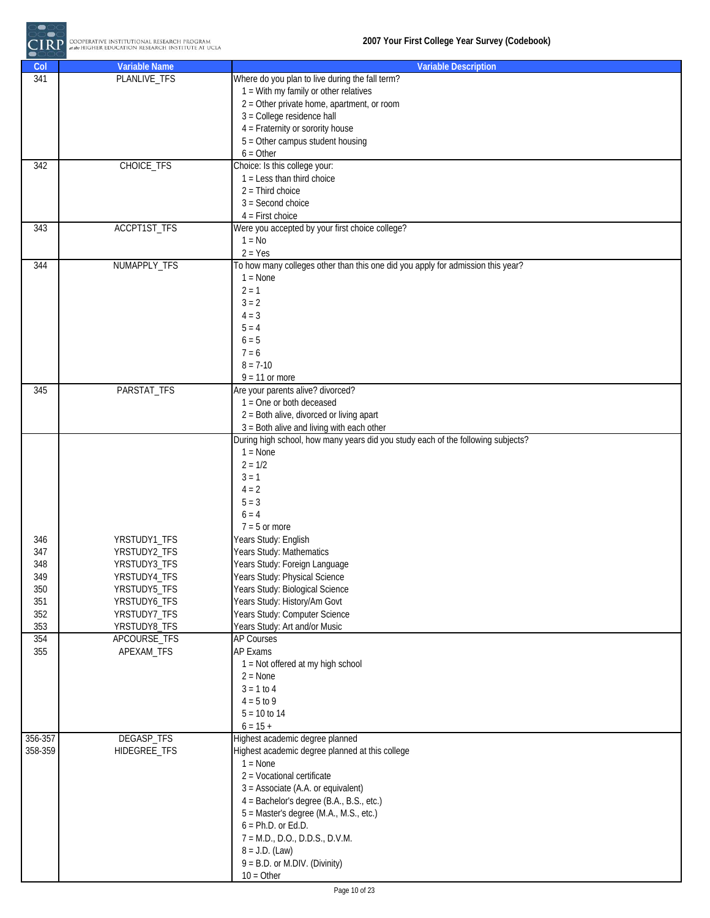| Col | Variable Name | Variable Description |
|---|---|---|
| 341 | PLANLIVE_TFS | Where do you plan to live during the fall term?<br>1 = With my family or other relatives<br>2 = Other private home, apartment, or room<br>3 = College residence hall<br>4 = Fraternity or sorority house<br>5 = Other campus student housing<br>6 = Other |
| 342 | CHOICE_TFS | Choice: Is this college your:<br>1 = Less than third choice<br>2 = Third choice<br>3 = Second choice<br>4 = First choice |
| 343 | ACCPT1ST_TFS | Were you accepted by your first choice college?<br>1 = No<br>2 = Yes |
| 344 | NUMAPPLY_TFS | To how many colleges other than this one did you apply for admission this year?<br>1 = None<br>2 = 1<br>3 = 2<br>4 = 3<br>5 = 4<br>6 = 5<br>7 = 6<br>8 = 7-10<br>9 = 11 or more |
| 345 | PARSTAT_TFS | Are your parents alive? divorced?<br>1 = One or both deceased<br>2 = Both alive, divorced or living apart<br>3 = Both alive and living with each other |
| | | During high school, how many years did you study each of the following subjects?<br>1 = None<br>2 = 1/2<br>3 = 1<br>4 = 2<br>5 = 3<br>6 = 4<br>7 = 5 or more |
| 346 | YRSTUDY1_TFS | Years Study: English |
| 347 | YRSTUDY2_TFS | Years Study: Mathematics |
| 348 | YRSTUDY3_TFS | Years Study: Foreign Language |
| 349 | YRSTUDY4_TFS | Years Study: Physical Science |
| 350 | YRSTUDY5_TFS | Years Study: Biological Science |
| 351 | YRSTUDY6_TFS | Years Study: History/Am Govt |
| 352 | YRSTUDY7_TFS | Years Study: Computer Science |
| 353 | YRSTUDY8_TFS | Years Study: Art and/or Music |
| 354 | APCOURSE_TFS | AP Courses |
| 355 | APEXAM_TFS | AP Exams<br>1 = Not offered at my high school<br>2 = None<br>3 = 1 to 4<br>4 = 5 to 9<br>5 = 10 to 14<br>6 = 15 + |
| 356-357 | DEGASP_TFS | Highest academic degree planned |
| 358-359 | HIDEGREE_TFS | Highest academic degree planned at this college<br>1 = None<br>2 = Vocational certificate<br>3 = Associate (A.A. or equivalent)<br>4 = Bachelor's degree (B.A., B.S., etc.)<br>5 = Master's degree (M.A., M.S., etc.)<br>6 = Ph.D. or Ed.D.<br>7 = M.D., D.O., D.D.S., D.V.M.<br>8 = J.D. (Law)<br>9 = B.D. or M.DIV. (Divinity)<br>10 = Other |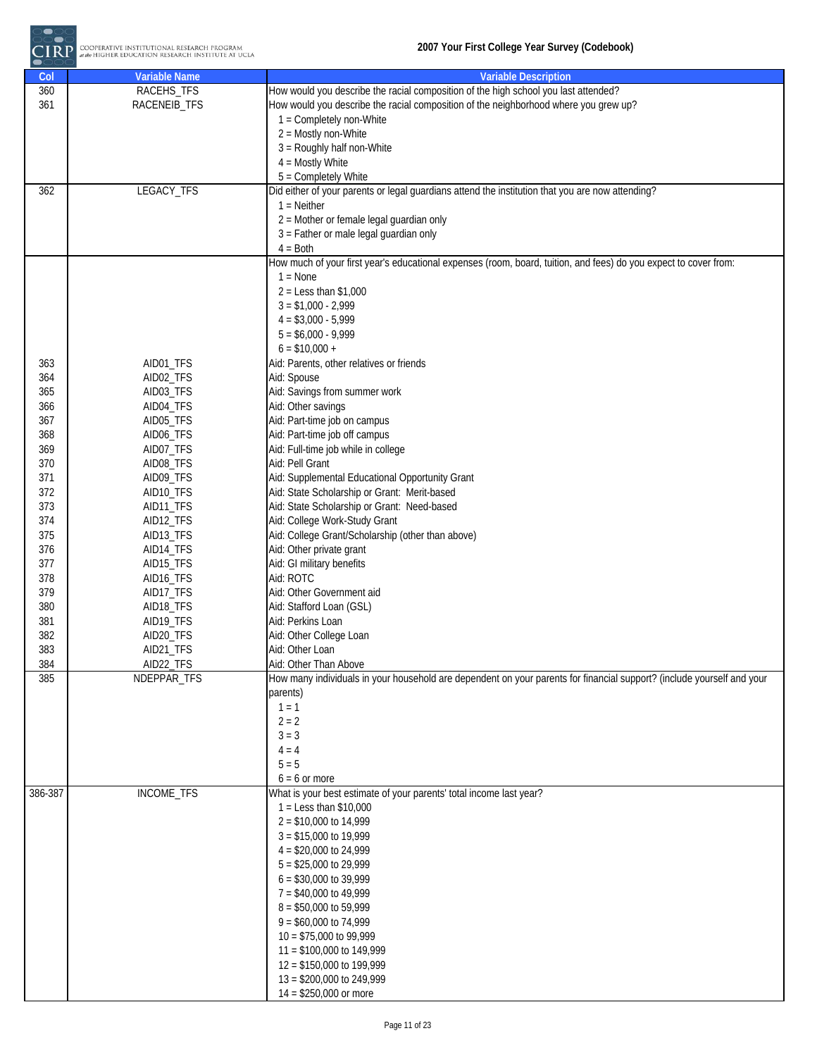| Col | Variable Name | Variable Description |
|---|---|---|
| 360 | RACEHS_TFS | How would you describe the racial composition of the high school you last attended? |
| 361 | RACENEIB_TFS | How would you describe the racial composition of the neighborhood where you grew up? |
| | | 1 = Completely non-White |
| | | 2 = Mostly non-White |
| | | 3 = Roughly half non-White |
| | | 4 = Mostly White |
| | | 5 = Completely White |
| 362 | LEGACY_TFS | Did either of your parents or legal guardians attend the institution that you are now attending? |
| | | 1 = Neither |
| | | 2 = Mother or female legal guardian only |
| | | 3 = Father or male legal guardian only |
| | | 4 = Both |
| | | How much of your first year's educational expenses (room, board, tuition, and fees) do you expect to cover from: |
| | | 1 = None |
| | | 2 = Less than $1,000 |
| | | 3 = $1,000 - 2,999 |
| | | 4 = $3,000 - 5,999 |
| | | 5 = $6,000 - 9,999 |
| | | 6 = $10,000 + |
| 363 | AID01_TFS | Aid: Parents, other relatives or friends |
| 364 | AID02_TFS | Aid: Spouse |
| 365 | AID03_TFS | Aid: Savings from summer work |
| 366 | AID04_TFS | Aid: Other savings |
| 367 | AID05_TFS | Aid: Part-time job on campus |
| 368 | AID06_TFS | Aid: Part-time job off campus |
| 369 | AID07_TFS | Aid: Full-time job while in college |
| 370 | AID08_TFS | Aid: Pell Grant |
| 371 | AID09_TFS | Aid: Supplemental Educational Opportunity Grant |
| 372 | AID10_TFS | Aid: State Scholarship or Grant: Merit-based |
| 373 | AID11_TFS | Aid: State Scholarship or Grant: Need-based |
| 374 | AID12_TFS | Aid: College Work-Study Grant |
| 375 | AID13_TFS | Aid: College Grant/Scholarship (other than above) |
| 376 | AID14_TFS | Aid: Other private grant |
| 377 | AID15_TFS | Aid: GI military benefits |
| 378 | AID16_TFS | Aid: ROTC |
| 379 | AID17_TFS | Aid: Other Government aid |
| 380 | AID18_TFS | Aid: Stafford Loan (GSL) |
| 381 | AID19_TFS | Aid: Perkins Loan |
| 382 | AID20_TFS | Aid: Other College Loan |
| 383 | AID21_TFS | Aid: Other Loan |
| 384 | AID22_TFS | Aid: Other Than Above |
| 385 | NDEPPAR_TFS | How many individuals in your household are dependent on your parents for financial support? (include yourself and your parents) |
| | | 1 = 1 |
| | | 2 = 2 |
| | | 3 = 3 |
| | | 4 = 4 |
| | | 5 = 5 |
| | | 6 = 6 or more |
| 386-387 | INCOME_TFS | What is your best estimate of your parents' total income last year? |
| | | 1 = Less than $10,000 |
| | | 2 = $10,000 to 14,999 |
| | | 3 = $15,000 to 19,999 |
| | | 4 = $20,000 to 24,999 |
| | | 5 = $25,000 to 29,999 |
| | | 6 = $30,000 to 39,999 |
| | | 7 = $40,000 to 49,999 |
| | | 8 = $50,000 to 59,999 |
| | | 9 = $60,000 to 74,999 |
| | | 10 = $75,000 to 99,999 |
| | | 11 = $100,000 to 149,999 |
| | | 12 = $150,000 to 199,999 |
| | | 13 = $200,000 to 249,999 |
| | | 14 = $250,000 or more |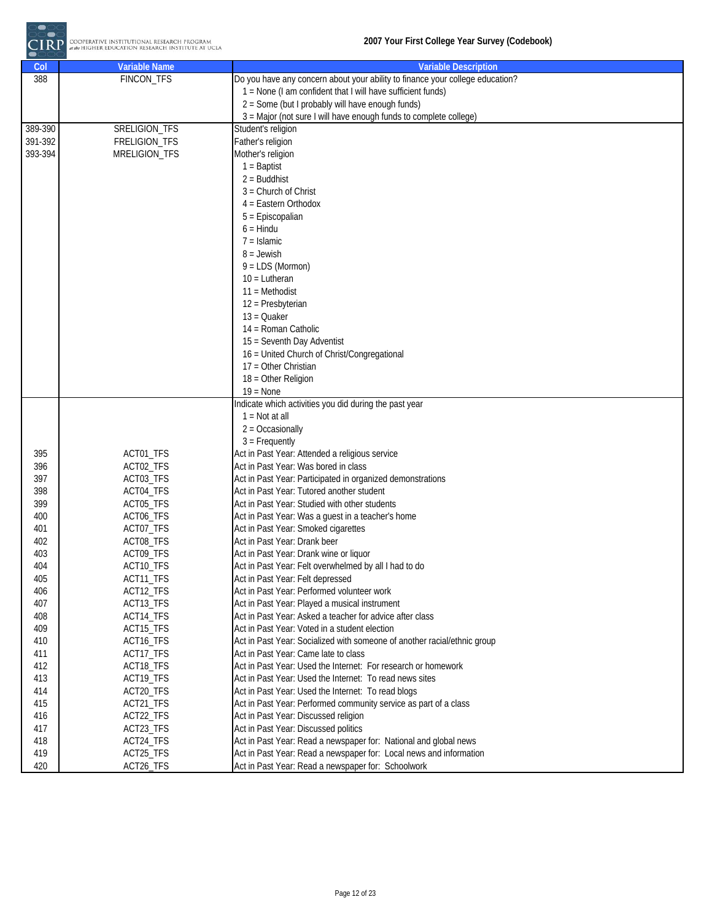| Col | Variable Name | Variable Description |
|---|---|---|
| 388 | FINCON_TFS | Do you have any concern about your ability to finance your college education? |
| | | 1 = None (I am confident that I will have sufficient funds) |
| | | 2 = Some (but I probably will have enough funds) |
| | | 3 = Major (not sure I will have enough funds to complete college) |
| 389-390 | SRELIGION_TFS | Student's religion |
| 391-392 | FRELIGION_TFS | Father's religion |
| 393-394 | MRELIGION_TFS | Mother's religion |
| | | 1 = Baptist |
| | | 2 = Buddhist |
| | | 3 = Church of Christ |
| | | 4 = Eastern Orthodox |
| | | 5 = Episcopalian |
| | | 6 = Hindu |
| | | 7 = Islamic |
| | | 8 = Jewish |
| | | 9 = LDS (Mormon) |
| | | 10 = Lutheran |
| | | 11 = Methodist |
| | | 12 = Presbyterian |
| | | 13 = Quaker |
| | | 14 = Roman Catholic |
| | | 15 = Seventh Day Adventist |
| | | 16 = United Church of Christ/Congregational |
| | | 17 = Other Christian |
| | | 18 = Other Religion |
| | | 19 = None |
| | | Indicate which activities you did during the past year |
| | | 1 = Not at all |
| | | 2 = Occasionally |
| | | 3 = Frequently |
| 395 | ACT01_TFS | Act in Past Year: Attended a religious service |
| 396 | ACT02_TFS | Act in Past Year: Was bored in class |
| 397 | ACT03_TFS | Act in Past Year: Participated in organized demonstrations |
| 398 | ACT04_TFS | Act in Past Year: Tutored another student |
| 399 | ACT05_TFS | Act in Past Year: Studied with other students |
| 400 | ACT06_TFS | Act in Past Year: Was a guest in a teacher's home |
| 401 | ACT07_TFS | Act in Past Year: Smoked cigarettes |
| 402 | ACT08_TFS | Act in Past Year: Drank beer |
| 403 | ACT09_TFS | Act in Past Year: Drank wine or liquor |
| 404 | ACT10_TFS | Act in Past Year: Felt overwhelmed by all I had to do |
| 405 | ACT11_TFS | Act in Past Year: Felt depressed |
| 406 | ACT12_TFS | Act in Past Year: Performed volunteer work |
| 407 | ACT13_TFS | Act in Past Year: Played a musical instrument |
| 408 | ACT14_TFS | Act in Past Year: Asked a teacher for advice after class |
| 409 | ACT15_TFS | Act in Past Year: Voted in a student election |
| 410 | ACT16_TFS | Act in Past Year: Socialized with someone of another racial/ethnic group |
| 411 | ACT17_TFS | Act in Past Year: Came late to class |
| 412 | ACT18_TFS | Act in Past Year: Used the Internet: For research or homework |
| 413 | ACT19_TFS | Act in Past Year: Used the Internet: To read news sites |
| 414 | ACT20_TFS | Act in Past Year: Used the Internet: To read blogs |
| 415 | ACT21_TFS | Act in Past Year: Performed community service as part of a class |
| 416 | ACT22_TFS | Act in Past Year: Discussed religion |
| 417 | ACT23_TFS | Act in Past Year: Discussed politics |
| 418 | ACT24_TFS | Act in Past Year: Read a newspaper for: National and global news |
| 419 | ACT25_TFS | Act in Past Year: Read a newspaper for: Local news and information |
| 420 | ACT26_TFS | Act in Past Year: Read a newspaper for: Schoolwork |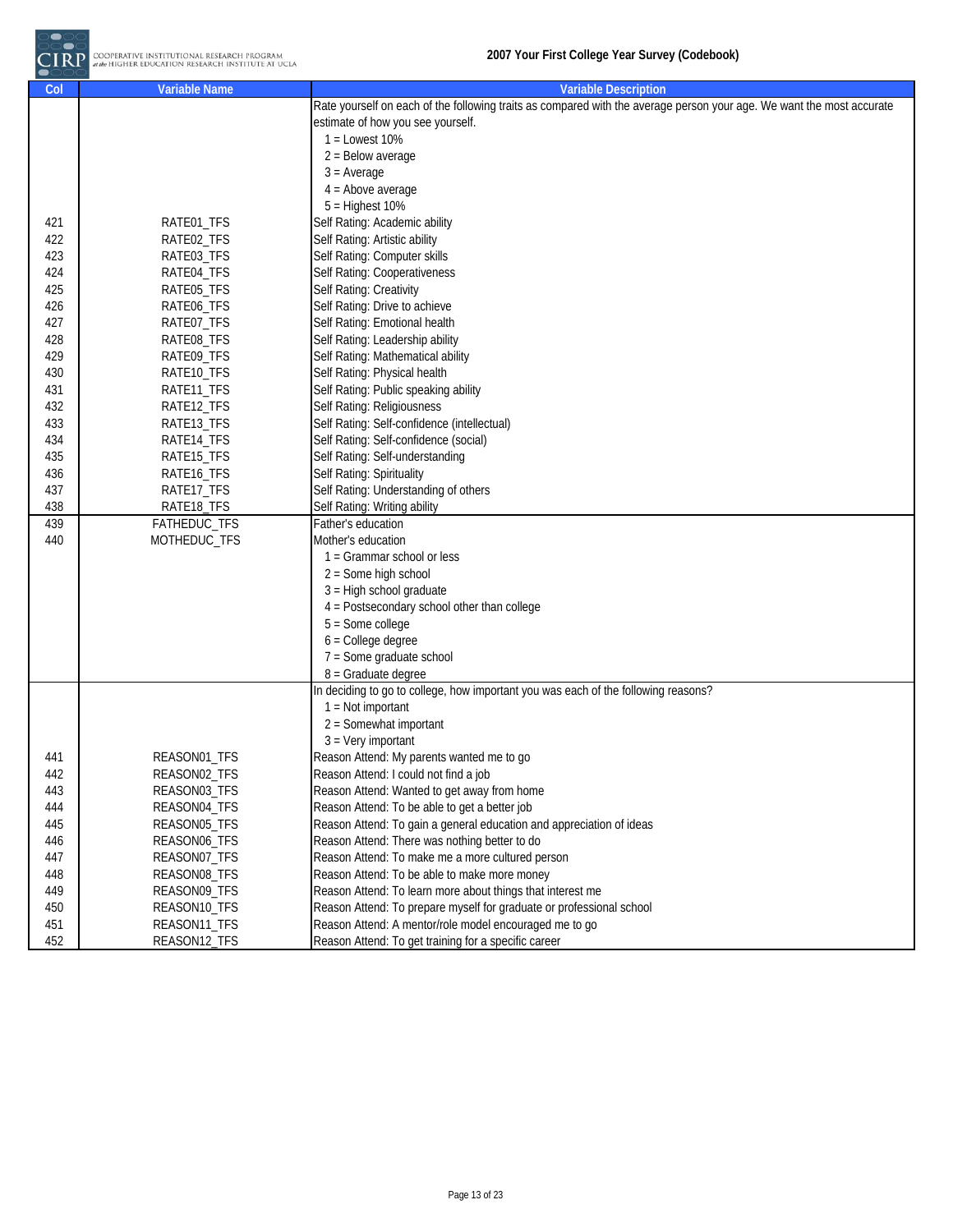| Col | Variable Name | Variable Description |
|---|---|---|
| | | Rate yourself on each of the following traits as compared with the average person your age. We want the most accurate estimate of how you see yourself.<br>1 = Lowest 10%<br>2 = Below average<br>3 = Average<br>4 = Above average<br>5 = Highest 10% |
| 421 | RATE01_TFS | Self Rating: Academic ability |
| 422 | RATE02_TFS | Self Rating: Artistic ability |
| 423 | RATE03_TFS | Self Rating: Computer skills |
| 424 | RATE04_TFS | Self Rating: Cooperativeness |
| 425 | RATE05_TFS | Self Rating: Creativity |
| 426 | RATE06_TFS | Self Rating: Drive to achieve |
| 427 | RATE07_TFS | Self Rating: Emotional health |
| 428 | RATE08_TFS | Self Rating: Leadership ability |
| 429 | RATE09_TFS | Self Rating: Mathematical ability |
| 430 | RATE10_TFS | Self Rating: Physical health |
| 431 | RATE11_TFS | Self Rating: Public speaking ability |
| 432 | RATE12_TFS | Self Rating: Religiousness |
| 433 | RATE13_TFS | Self Rating: Self-confidence (intellectual) |
| 434 | RATE14_TFS | Self Rating: Self-confidence (social) |
| 435 | RATE15_TFS | Self Rating: Self-understanding |
| 436 | RATE16_TFS | Self Rating: Spirituality |
| 437 | RATE17_TFS | Self Rating: Understanding of others |
| 438 | RATE18_TFS | Self Rating: Writing ability |
| 439 | FATHEDUC_TFS | Father's education |
| 440 | MOTHEDUC_TFS | Mother's education<br>1 = Grammar school or less<br>2 = Some high school<br>3 = High school graduate<br>4 = Postsecondary school other than college<br>5 = Some college<br>6 = College degree<br>7 = Some graduate school<br>8 = Graduate degree |
| | | In deciding to go to college, how important you was each of the following reasons?<br>1 = Not important<br>2 = Somewhat important<br>3 = Very important |
| 441 | REASON01_TFS | Reason Attend: My parents wanted me to go |
| 442 | REASON02_TFS | Reason Attend: I could not find a job |
| 443 | REASON03_TFS | Reason Attend: Wanted to get away from home |
| 444 | REASON04_TFS | Reason Attend: To be able to get a better job |
| 445 | REASON05_TFS | Reason Attend: To gain a general education and appreciation of ideas |
| 446 | REASON06_TFS | Reason Attend: There was nothing better to do |
| 447 | REASON07_TFS | Reason Attend: To make me a more cultured person |
| 448 | REASON08_TFS | Reason Attend: To be able to make more money |
| 449 | REASON09_TFS | Reason Attend: To learn more about things that interest me |
| 450 | REASON10_TFS | Reason Attend: To prepare myself for graduate or professional school |
| 451 | REASON11_TFS | Reason Attend: A mentor/role model encouraged me to go |
| 452 | REASON12_TFS | Reason Attend: To get training for a specific career |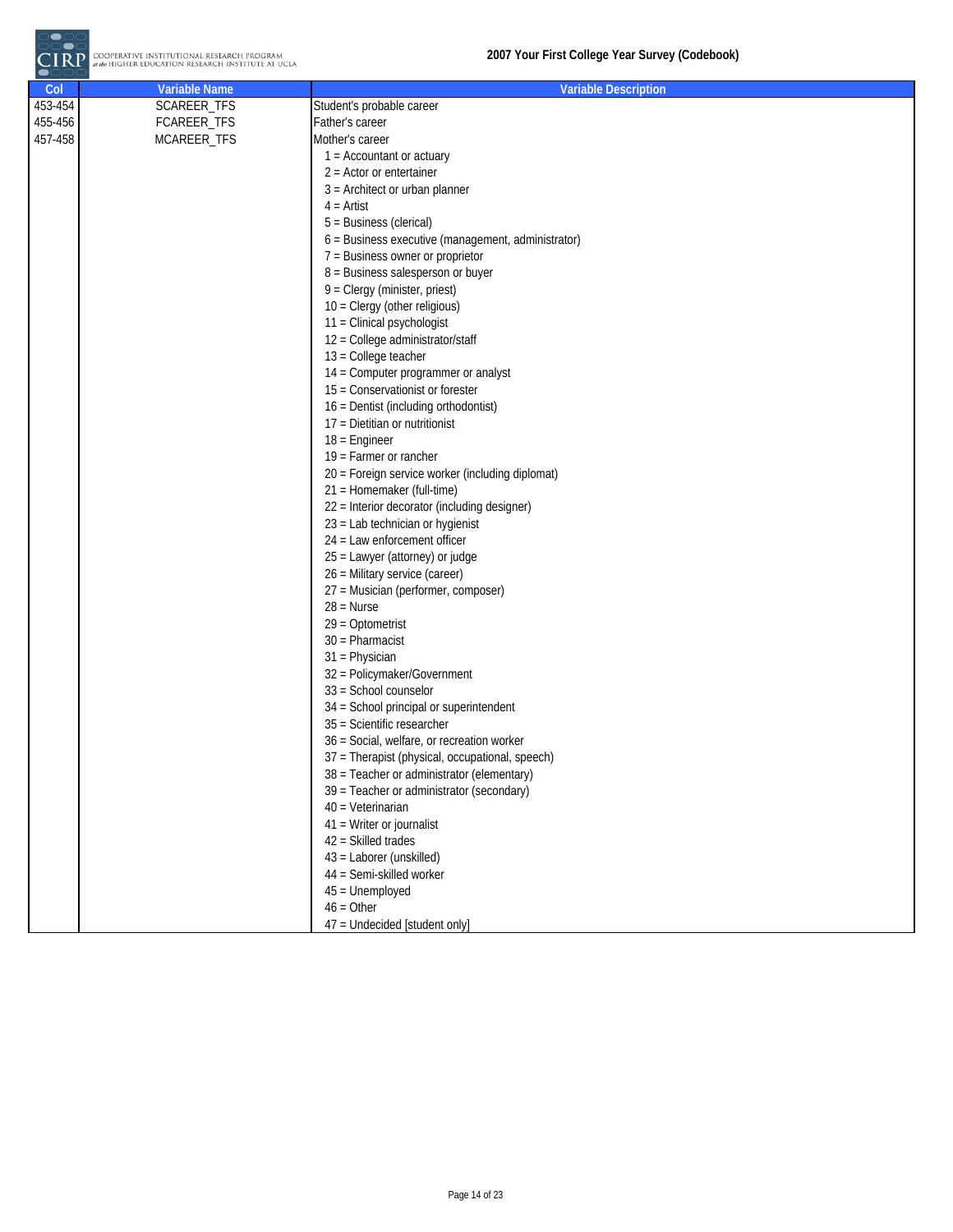| Col | Variable Name | Variable Description |
|---|---|---|
| 453-454 | SCAREER_TFS | Student's probable career |
| 455-456 | FCAREER_TFS | Father's career |
| 457-458 | MCAREER_TFS | Mother's career |
| | | 1 = Accountant or actuary |
| | | 2 = Actor or entertainer |
| | | 3 = Architect or urban planner |
| | | 4 = Artist |
| | | 5 = Business (clerical) |
| | | 6 = Business executive (management, administrator) |
| | | 7 = Business owner or proprietor |
| | | 8 = Business salesperson or buyer |
| | | 9 = Clergy (minister, priest) |
| | | 10 = Clergy (other religious) |
| | | 11 = Clinical psychologist |
| | | 12 = College administrator/staff |
| | | 13 = College teacher |
| | | 14 = Computer programmer or analyst |
| | | 15 = Conservationist or forester |
| | | 16 = Dentist (including orthodontist) |
| | | 17 = Dietitian or nutritionist |
| | | 18 = Engineer |
| | | 19 = Farmer or rancher |
| | | 20 = Foreign service worker (including diplomat) |
| | | 21 = Homemaker (full-time) |
| | | 22 = Interior decorator (including designer) |
| | | 23 = Lab technician or hygienist |
| | | 24 = Law enforcement officer |
| | | 25 = Lawyer (attorney) or judge |
| | | 26 = Military service (career) |
| | | 27 = Musician (performer, composer) |
| | | 28 = Nurse |
| | | 29 = Optometrist |
| | | 30 = Pharmacist |
| | | 31 = Physician |
| | | 32 = Policymaker/Government |
| | | 33 = School counselor |
| | | 34 = School principal or superintendent |
| | | 35 = Scientific researcher |
| | | 36 = Social, welfare, or recreation worker |
| | | 37 = Therapist (physical, occupational, speech) |
| | | 38 = Teacher or administrator (elementary) |
| | | 39 = Teacher or administrator (secondary) |
| | | 40 = Veterinarian |
| | | 41 = Writer or journalist |
| | | 42 = Skilled trades |
| | | 43 = Laborer (unskilled) |
| | | 44 = Semi-skilled worker |
| | | 45 = Unemployed |
| | | 46 = Other |
| | | 47 = Undecided [student only] |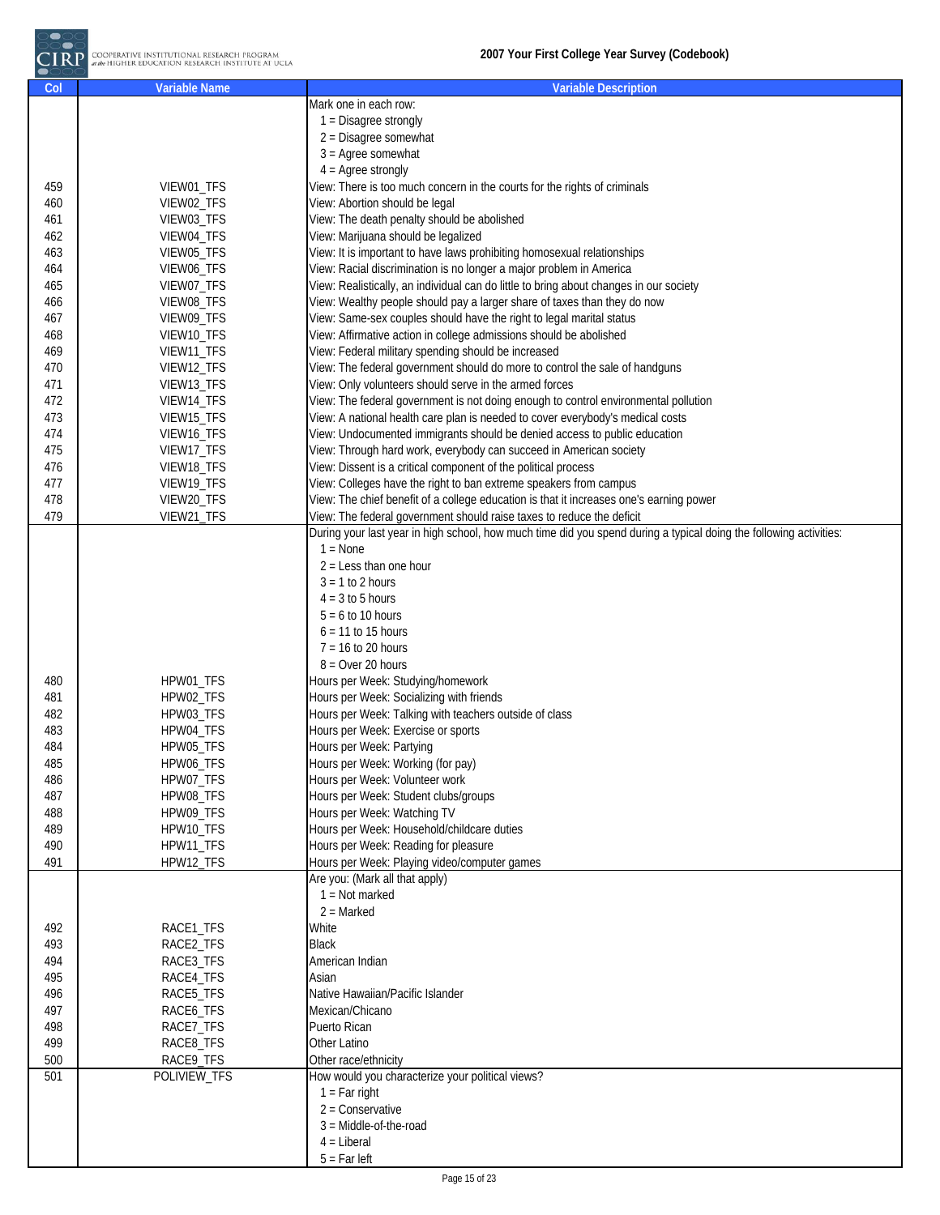| Col | Variable Name | Variable Description |
|---|---|---|
| | | Mark one in each row: |
| | | 1 = Disagree strongly |
| | | 2 = Disagree somewhat |
| | | 3 = Agree somewhat |
| | | 4 = Agree strongly |
| 459 | VIEW01_TFS | View: There is too much concern in the courts for the rights of criminals |
| 460 | VIEW02_TFS | View: Abortion should be legal |
| 461 | VIEW03_TFS | View: The death penalty should be abolished |
| 462 | VIEW04_TFS | View: Marijuana should be legalized |
| 463 | VIEW05_TFS | View: It is important to have laws prohibiting homosexual relationships |
| 464 | VIEW06_TFS | View: Racial discrimination is no longer a major problem in America |
| 465 | VIEW07_TFS | View: Realistically, an individual can do little to bring about changes in our society |
| 466 | VIEW08_TFS | View: Wealthy people should pay a larger share of taxes than they do now |
| 467 | VIEW09_TFS | View: Same-sex couples should have the right to legal marital status |
| 468 | VIEW10_TFS | View: Affirmative action in college admissions should be abolished |
| 469 | VIEW11_TFS | View: Federal military spending should be increased |
| 470 | VIEW12_TFS | View: The federal government should do more to control the sale of handguns |
| 471 | VIEW13_TFS | View: Only volunteers should serve in the armed forces |
| 472 | VIEW14_TFS | View: The federal government is not doing enough to control environmental pollution |
| 473 | VIEW15_TFS | View: A national health care plan is needed to cover everybody's medical costs |
| 474 | VIEW16_TFS | View: Undocumented immigrants should be denied access to public education |
| 475 | VIEW17_TFS | View: Through hard work, everybody can succeed in American society |
| 476 | VIEW18_TFS | View: Dissent is a critical component of the political process |
| 477 | VIEW19_TFS | View: Colleges have the right to ban extreme speakers from campus |
| 478 | VIEW20_TFS | View: The chief benefit of a college education is that it increases one's earning power |
| 479 | VIEW21_TFS | View: The federal government should raise taxes to reduce the deficit |
| | | During your last year in high school, how much time did you spend during a typical doing the following activities: |
| | | 1 = None |
| | | 2 = Less than one hour |
| | | 3 = 1 to 2 hours |
| | | 4 = 3 to 5 hours |
| | | 5 = 6 to 10 hours |
| | | 6 = 11 to 15 hours |
| | | 7 = 16 to 20 hours |
| | | 8 = Over 20 hours |
| 480 | HPW01_TFS | Hours per Week: Studying/homework |
| 481 | HPW02_TFS | Hours per Week: Socializing with friends |
| 482 | HPW03_TFS | Hours per Week: Talking with teachers outside of class |
| 483 | HPW04_TFS | Hours per Week: Exercise or sports |
| 484 | HPW05_TFS | Hours per Week: Partying |
| 485 | HPW06_TFS | Hours per Week: Working (for pay) |
| 486 | HPW07_TFS | Hours per Week: Volunteer work |
| 487 | HPW08_TFS | Hours per Week: Student clubs/groups |
| 488 | HPW09_TFS | Hours per Week: Watching TV |
| 489 | HPW10_TFS | Hours per Week: Household/childcare duties |
| 490 | HPW11_TFS | Hours per Week: Reading for pleasure |
| 491 | HPW12_TFS | Hours per Week: Playing video/computer games |
| | | Are you: (Mark all that apply) |
| | | 1 = Not marked |
| | | 2 = Marked |
| 492 | RACE1_TFS | White |
| 493 | RACE2_TFS | Black |
| 494 | RACE3_TFS | American Indian |
| 495 | RACE4_TFS | Asian |
| 496 | RACE5_TFS | Native Hawaiian/Pacific Islander |
| 497 | RACE6_TFS | Mexican/Chicano |
| 498 | RACE7_TFS | Puerto Rican |
| 499 | RACE8_TFS | Other Latino |
| 500 | RACE9_TFS | Other race/ethnicity |
| 501 | POLIVIEW_TFS | How would you characterize your political views? |
| | | 1 = Far right |
| | | 2 = Conservative |
| | | 3 = Middle-of-the-road |
| | | 4 = Liberal |
| | | 5 = Far left |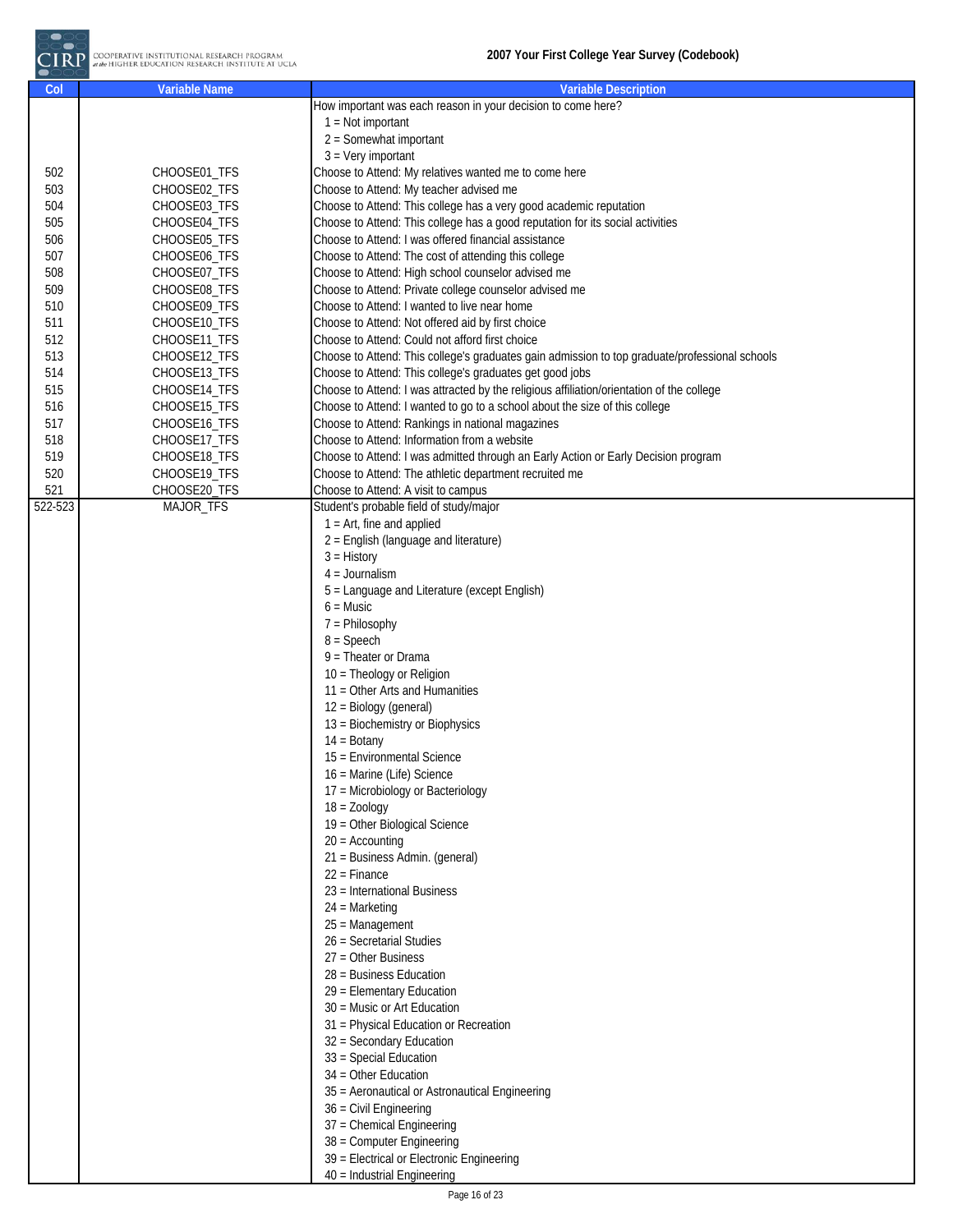| Col | Variable Name | Variable Description |
|---|---|---|
| | | How important was each reason in your decision to come here? |
| | | 1 = Not important |
| | | 2 = Somewhat important |
| | | 3 = Very important |
| 502 | CHOOSE01_TFS | Choose to Attend: My relatives wanted me to come here |
| 503 | CHOOSE02_TFS | Choose to Attend: My teacher advised me |
| 504 | CHOOSE03_TFS | Choose to Attend: This college has a very good academic reputation |
| 505 | CHOOSE04_TFS | Choose to Attend: This college has a good reputation for its social activities |
| 506 | CHOOSE05_TFS | Choose to Attend: I was offered financial assistance |
| 507 | CHOOSE06_TFS | Choose to Attend: The cost of attending this college |
| 508 | CHOOSE07_TFS | Choose to Attend: High school counselor advised me |
| 509 | CHOOSE08_TFS | Choose to Attend: Private college counselor advised me |
| 510 | CHOOSE09_TFS | Choose to Attend: I wanted to live near home |
| 511 | CHOOSE10_TFS | Choose to Attend: Not offered aid by first choice |
| 512 | CHOOSE11_TFS | Choose to Attend: Could not afford first choice |
| 513 | CHOOSE12_TFS | Choose to Attend: This college's graduates gain admission to top graduate/professional schools |
| 514 | CHOOSE13_TFS | Choose to Attend: This college's graduates get good jobs |
| 515 | CHOOSE14_TFS | Choose to Attend: I was attracted by the religious affiliation/orientation of the college |
| 516 | CHOOSE15_TFS | Choose to Attend: I wanted to go to a school about the size of this college |
| 517 | CHOOSE16_TFS | Choose to Attend: Rankings in national magazines |
| 518 | CHOOSE17_TFS | Choose to Attend: Information from a website |
| 519 | CHOOSE18_TFS | Choose to Attend: I was admitted through an Early Action or Early Decision program |
| 520 | CHOOSE19_TFS | Choose to Attend: The athletic department recruited me |
| 521 | CHOOSE20_TFS | Choose to Attend: A visit to campus |
| 522-523 | MAJOR_TFS | Student's probable field of study/major |
| | | 1 = Art, fine and applied |
| | | 2 = English (language and literature) |
| | | 3 = History |
| | | 4 = Journalism |
| | | 5 = Language and Literature (except English) |
| | | 6 = Music |
| | | 7 = Philosophy |
| | | 8 = Speech |
| | | 9 = Theater or Drama |
| | | 10 = Theology or Religion |
| | | 11 = Other Arts and Humanities |
| | | 12 = Biology (general) |
| | | 13 = Biochemistry or Biophysics |
| | | 14 = Botany |
| | | 15 = Environmental Science |
| | | 16 = Marine (Life) Science |
| | | 17 = Microbiology or Bacteriology |
| | | 18 = Zoology |
| | | 19 = Other Biological Science |
| | | 20 = Accounting |
| | | 21 = Business Admin. (general) |
| | | 22 = Finance |
| | | 23 = International Business |
| | | 24 = Marketing |
| | | 25 = Management |
| | | 26 = Secretarial Studies |
| | | 27 = Other Business |
| | | 28 = Business Education |
| | | 29 = Elementary Education |
| | | 30 = Music or Art Education |
| | | 31 = Physical Education or Recreation |
| | | 32 = Secondary Education |
| | | 33 = Special Education |
| | | 34 = Other Education |
| | | 35 = Aeronautical or Astronautical Engineering |
| | | 36 = Civil Engineering |
| | | 37 = Chemical Engineering |
| | | 38 = Computer Engineering |
| | | 39 = Electrical or Electronic Engineering |
| | | 40 = Industrial Engineering |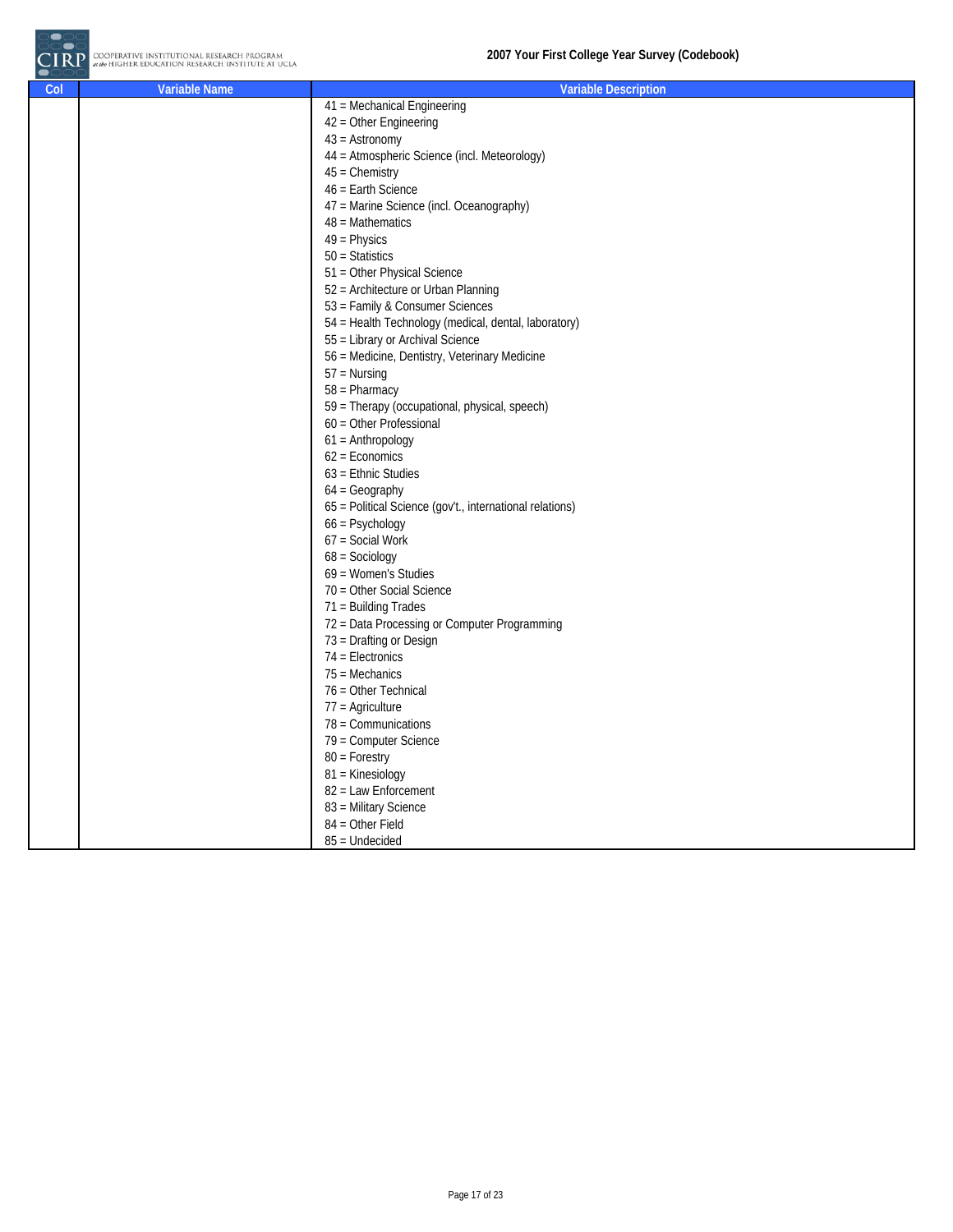| Col | Variable Name | Variable Description |
|---|---|---|
| | | 41 = Mechanical Engineering<br>42 = Other Engineering<br>43 = Astronomy<br>44 = Atmospheric Science (incl. Meteorology)<br>45 = Chemistry<br>46 = Earth Science<br>47 = Marine Science (incl. Oceanography)<br>48 = Mathematics<br>49 = Physics<br>50 = Statistics<br>51 = Other Physical Science<br>52 = Architecture or Urban Planning<br>53 = Family & Consumer Sciences<br>54 = Health Technology (medical, dental, laboratory)<br>55 = Library or Archival Science<br>56 = Medicine, Dentistry, Veterinary Medicine<br>57 = Nursing<br>58 = Pharmacy<br>59 = Therapy (occupational, physical, speech)<br>60 = Other Professional<br>61 = Anthropology<br>62 = Economics<br>63 = Ethnic Studies<br>64 = Geography<br>65 = Political Science (gov't., international relations)<br>66 = Psychology<br>67 = Social Work<br>68 = Sociology<br>69 = Women's Studies<br>70 = Other Social Science<br>71 = Building Trades<br>72 = Data Processing or Computer Programming<br>73 = Drafting or Design<br>74 = Electronics<br>75 = Mechanics<br>76 = Other Technical<br>77 = Agriculture<br>78 = Communications<br>79 = Computer Science<br>80 = Forestry<br>81 = Kinesiology<br>82 = Law Enforcement<br>83 = Military Science<br>84 = Other Field<br>85 = Undecided |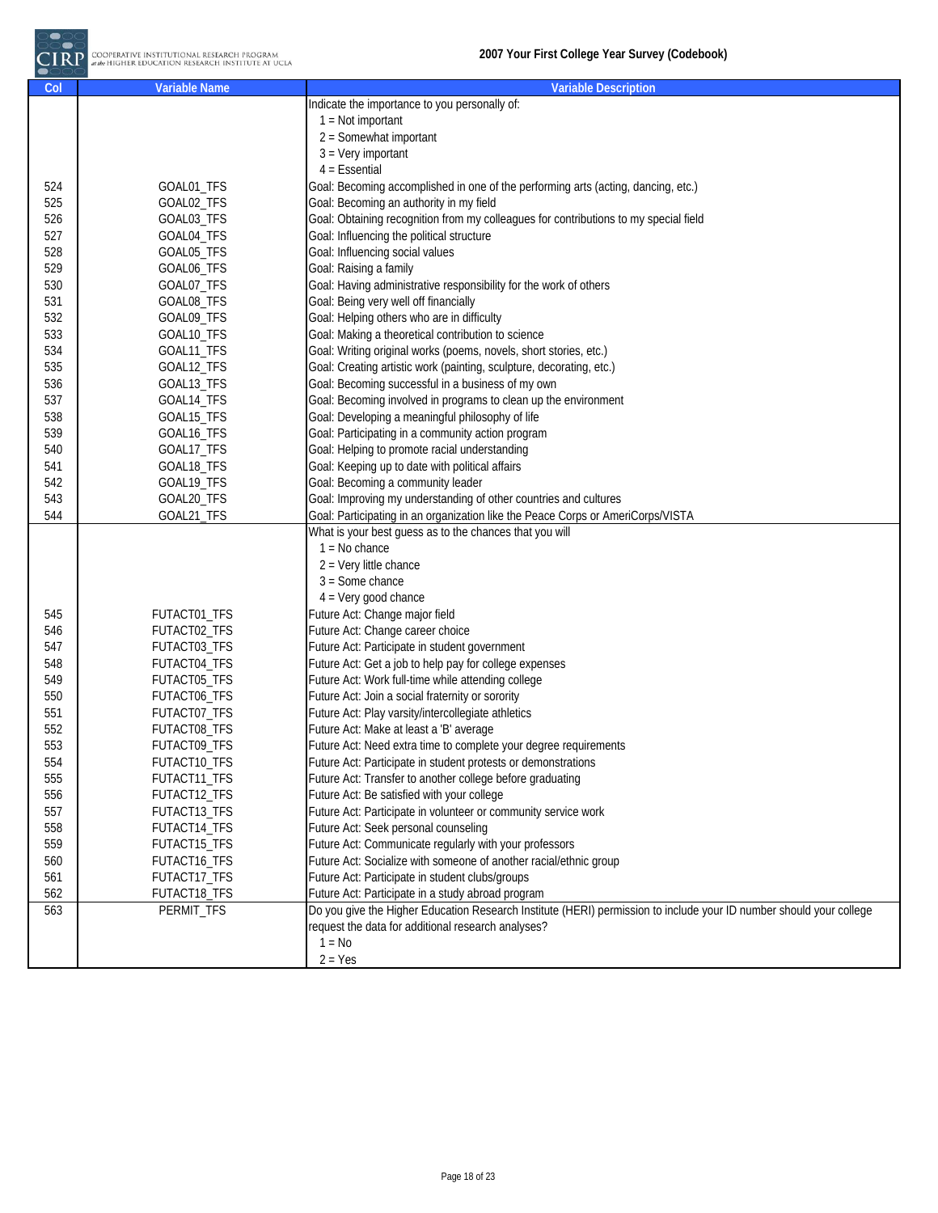| Col | Variable Name | Variable Description |
|---|---|---|
| | | Indicate the importance to you personally of:<br>1 = Not important<br>2 = Somewhat important<br>3 = Very important<br>4 = Essential |
| 524 | GOAL01_TFS | Goal: Becoming accomplished in one of the performing arts (acting, dancing, etc.) |
| 525 | GOAL02_TFS | Goal: Becoming an authority in my field |
| 526 | GOAL03_TFS | Goal: Obtaining recognition from my colleagues for contributions to my special field |
| 527 | GOAL04_TFS | Goal: Influencing the political structure |
| 528 | GOAL05_TFS | Goal: Influencing social values |
| 529 | GOAL06_TFS | Goal: Raising a family |
| 530 | GOAL07_TFS | Goal: Having administrative responsibility for the work of others |
| 531 | GOAL08_TFS | Goal: Being very well off financially |
| 532 | GOAL09_TFS | Goal: Helping others who are in difficulty |
| 533 | GOAL10_TFS | Goal: Making a theoretical contribution to science |
| 534 | GOAL11_TFS | Goal: Writing original works (poems, novels, short stories, etc.) |
| 535 | GOAL12_TFS | Goal: Creating artistic work (painting, sculpture, decorating, etc.) |
| 536 | GOAL13_TFS | Goal: Becoming successful in a business of my own |
| 537 | GOAL14_TFS | Goal: Becoming involved in programs to clean up the environment |
| 538 | GOAL15_TFS | Goal: Developing a meaningful philosophy of life |
| 539 | GOAL16_TFS | Goal: Participating in a community action program |
| 540 | GOAL17_TFS | Goal: Helping to promote racial understanding |
| 541 | GOAL18_TFS | Goal: Keeping up to date with political affairs |
| 542 | GOAL19_TFS | Goal: Becoming a community leader |
| 543 | GOAL20_TFS | Goal: Improving my understanding of other countries and cultures |
| 544 | GOAL21_TFS | Goal: Participating in an organization like the Peace Corps or AmeriCorps/VISTA |
| | | What is your best guess as to the chances that you will<br>1 = No chance<br>2 = Very little chance<br>3 = Some chance<br>4 = Very good chance |
| 545 | FUTACT01_TFS | Future Act: Change major field |
| 546 | FUTACT02_TFS | Future Act: Change career choice |
| 547 | FUTACT03_TFS | Future Act: Participate in student government |
| 548 | FUTACT04_TFS | Future Act: Get a job to help pay for college expenses |
| 549 | FUTACT05_TFS | Future Act: Work full-time while attending college |
| 550 | FUTACT06_TFS | Future Act: Join a social fraternity or sorority |
| 551 | FUTACT07_TFS | Future Act: Play varsity/intercollegiate athletics |
| 552 | FUTACT08_TFS | Future Act: Make at least a 'B' average |
| 553 | FUTACT09_TFS | Future Act: Need extra time to complete your degree requirements |
| 554 | FUTACT10_TFS | Future Act: Participate in student protests or demonstrations |
| 555 | FUTACT11_TFS | Future Act: Transfer to another college before graduating |
| 556 | FUTACT12_TFS | Future Act: Be satisfied with your college |
| 557 | FUTACT13_TFS | Future Act: Participate in volunteer or community service work |
| 558 | FUTACT14_TFS | Future Act: Seek personal counseling |
| 559 | FUTACT15_TFS | Future Act: Communicate regularly with your professors |
| 560 | FUTACT16_TFS | Future Act: Socialize with someone of another racial/ethnic group |
| 561 | FUTACT17_TFS | Future Act: Participate in student clubs/groups |
| 562 | FUTACT18_TFS | Future Act: Participate in a study abroad program |
| 563 | PERMIT_TFS | Do you give the Higher Education Research Institute (HERI) permission to include your ID number should your college request the data for additional research analyses?<br>1 = No<br>2 = Yes |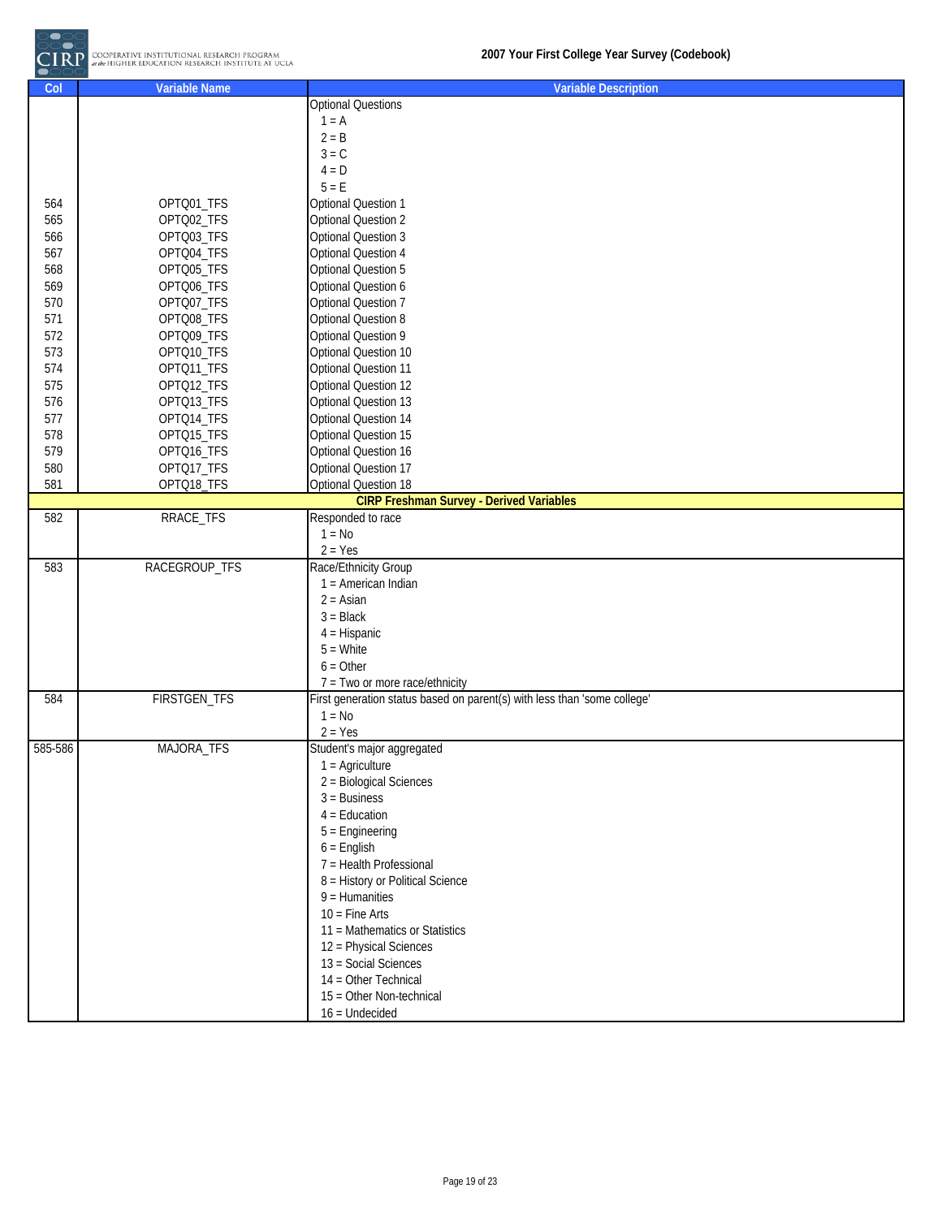| Col | Variable Name | Variable Description |
|---|---|---|
| | | Optional Questions<br>1 = A<br>2 = B<br>3 = C<br>4 = D<br>5 = E |
| 564 | OPTQ01_TFS | Optional Question 1 |
| 565 | OPTQ02_TFS | Optional Question 2 |
| 566 | OPTQ03_TFS | Optional Question 3 |
| 567 | OPTQ04_TFS | Optional Question 4 |
| 568 | OPTQ05_TFS | Optional Question 5 |
| 569 | OPTQ06_TFS | Optional Question 6 |
| 570 | OPTQ07_TFS | Optional Question 7 |
| 571 | OPTQ08_TFS | Optional Question 8 |
| 572 | OPTQ09_TFS | Optional Question 9 |
| 573 | OPTQ10_TFS | Optional Question 10 |
| 574 | OPTQ11_TFS | Optional Question 11 |
| 575 | OPTQ12_TFS | Optional Question 12 |
| 576 | OPTQ13_TFS | Optional Question 13 |
| 577 | OPTQ14_TFS | Optional Question 14 |
| 578 | OPTQ15_TFS | Optional Question 15 |
| 579 | OPTQ16_TFS | Optional Question 16 |
| 580 | OPTQ17_TFS | Optional Question 17 |
| 581 | OPTQ18_TFS | Optional Question 18 |
| | | **CIRP Freshman Survey - Derived Variables** |
| 582 | RRACE_TFS | Responded to race<br>1 = No<br>2 = Yes |
| 583 | RACEGROUP_TFS | Race/Ethnicity Group<br>1 = American Indian<br>2 = Asian<br>3 = Black<br>4 = Hispanic<br>5 = White<br>6 = Other<br>7 = Two or more race/ethnicity |
| 584 | FIRSTGEN_TFS | First generation status based on parent(s) with less than 'some college'<br>1 = No<br>2 = Yes |
| 585-586 | MAJORA_TFS | Student's major aggregated<br>1 = Agriculture<br>2 = Biological Sciences<br>3 = Business<br>4 = Education<br>5 = Engineering<br>6 = English<br>7 = Health Professional<br>8 = History or Political Science<br>9 = Humanities<br>10 = Fine Arts<br>11 = Mathematics or Statistics<br>12 = Physical Sciences<br>13 = Social Sciences<br>14 = Other Technical<br>15 = Other Non-technical<br>16 = Undecided |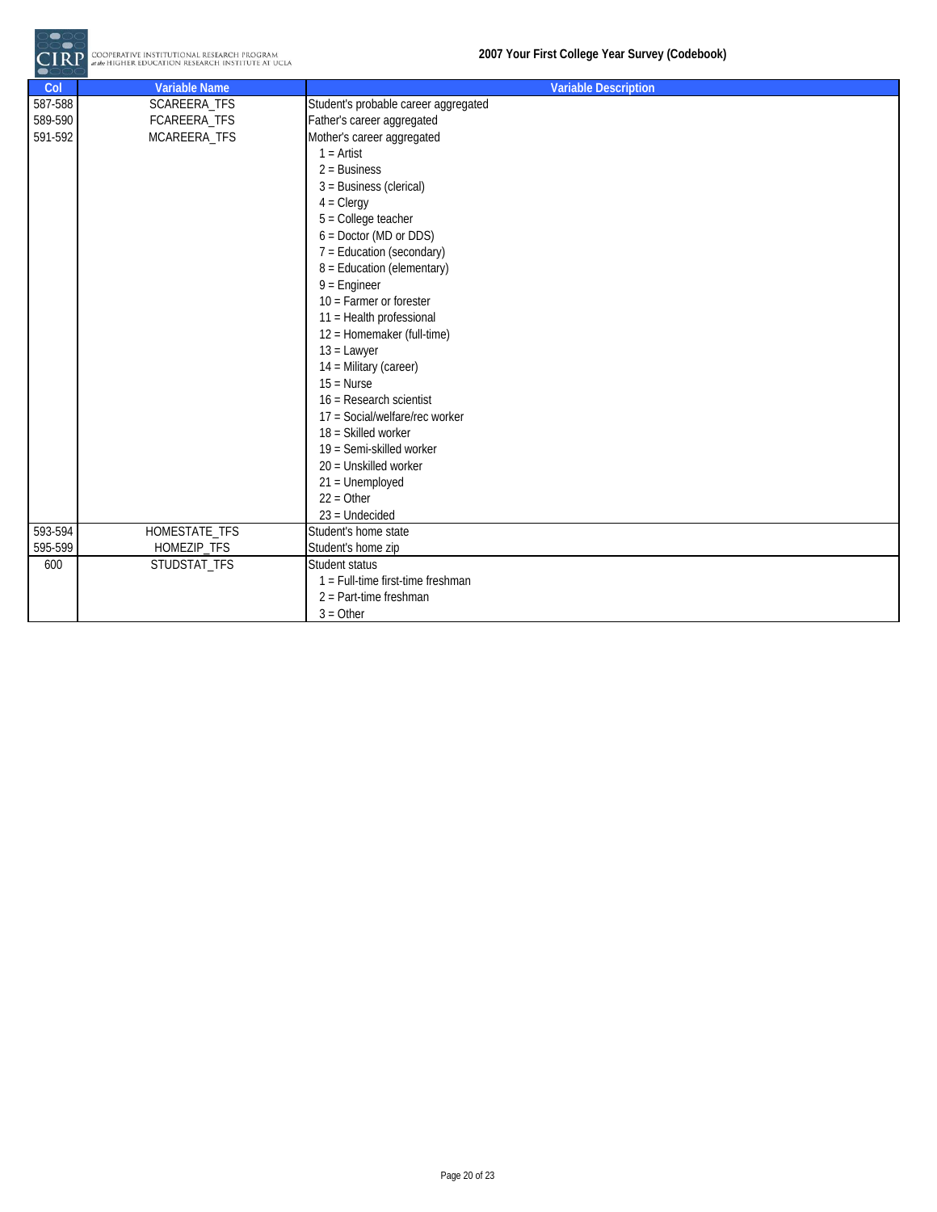| Col | Variable Name | Variable Description |
|---|---|---|
| 587-588 | SCAREERA_TFS | Student's probable career aggregated |
| 589-590 | FCAREERA_TFS | Father's career aggregated |
| 591-592 | MCAREERA_TFS | Mother's career aggregated |
| | | 1 = Artist |
| | | 2 = Business |
| | | 3 = Business (clerical) |
| | | 4 = Clergy |
| | | 5 = College teacher |
| | | 6 = Doctor (MD or DDS) |
| | | 7 = Education (secondary) |
| | | 8 = Education (elementary) |
| | | 9 = Engineer |
| | | 10 = Farmer or forester |
| | | 11 = Health professional |
| | | 12 = Homemaker (full-time) |
| | | 13 = Lawyer |
| | | 14 = Military (career) |
| | | 15 = Nurse |
| | | 16 = Research scientist |
| | | 17 = Social/welfare/rec worker |
| | | 18 = Skilled worker |
| | | 19 = Semi-skilled worker |
| | | 20 = Unskilled worker |
| | | 21 = Unemployed |
| | | 22 = Other |
| | | 23 = Undecided |
| 593-594 | HOMESTATE_TFS | Student's home state |
| 595-599 | HOMEZIP_TFS | Student's home zip |
| 600 | STUDSTAT_TFS | Student status |
| | | 1 = Full-time first-time freshman |
| | | 2 = Part-time freshman |
| | | 3 = Other |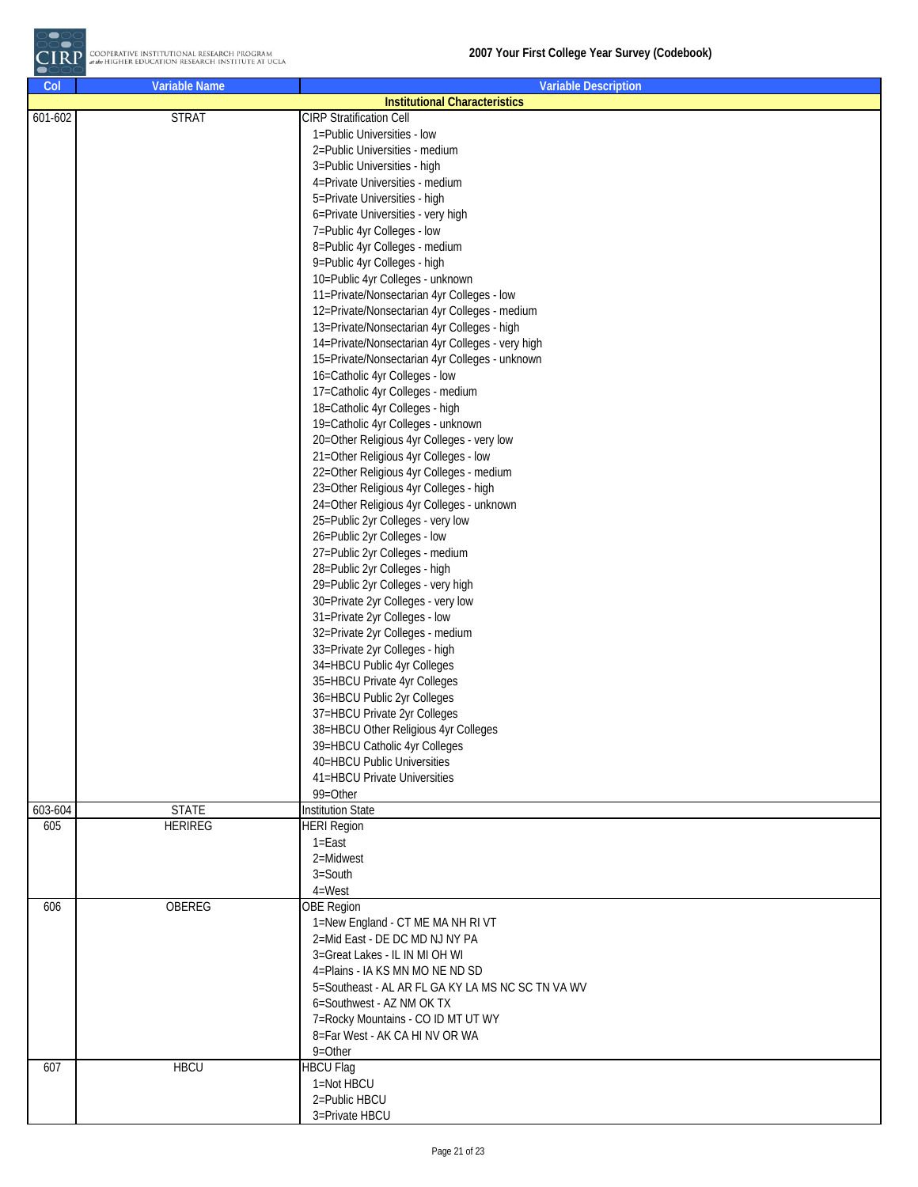| Col | Variable Name | Variable Description |
|---|---|---|
| **Institutional Characteristics** | | |
| 601-602 | STRAT | CIRP Stratification Cell<br>1=Public Universities - low<br>2=Public Universities - medium<br>3=Public Universities - high<br>4=Private Universities - medium<br>5=Private Universities - high<br>6=Private Universities - very high<br>7=Public 4yr Colleges - low<br>8=Public 4yr Colleges - medium<br>9=Public 4yr Colleges - high<br>10=Public 4yr Colleges - unknown<br>11=Private/Nonsectarian 4yr Colleges - low<br>12=Private/Nonsectarian 4yr Colleges - medium<br>13=Private/Nonsectarian 4yr Colleges - high<br>14=Private/Nonsectarian 4yr Colleges - very high<br>15=Private/Nonsectarian 4yr Colleges - unknown<br>16=Catholic 4yr Colleges - low<br>17=Catholic 4yr Colleges - medium<br>18=Catholic 4yr Colleges - high<br>19=Catholic 4yr Colleges - unknown<br>20=Other Religious 4yr Colleges - very low<br>21=Other Religious 4yr Colleges - low<br>22=Other Religious 4yr Colleges - medium<br>23=Other Religious 4yr Colleges - high<br>24=Other Religious 4yr Colleges - unknown<br>25=Public 2yr Colleges - very low<br>26=Public 2yr Colleges - low<br>27=Public 2yr Colleges - medium<br>28=Public 2yr Colleges - high<br>29=Public 2yr Colleges - very high<br>30=Private 2yr Colleges - very low<br>31=Private 2yr Colleges - low<br>32=Private 2yr Colleges - medium<br>33=Private 2yr Colleges - high<br>34=HBCU Public 4yr Colleges<br>35=HBCU Private 4yr Colleges<br>36=HBCU Public 2yr Colleges<br>37=HBCU Private 2yr Colleges<br>38=HBCU Other Religious 4yr Colleges<br>39=HBCU Catholic 4yr Colleges<br>40=HBCU Public Universities<br>41=HBCU Private Universities<br>99=Other |
| 603-604 | STATE | Institution State |
| 605 | HERIREG | HERI Region<br>1=East<br>2=Midwest<br>3=South<br>4=West |
| 606 | OBEREG | OBE Region<br>1=New England - CT ME MA NH RI VT<br>2=Mid East - DE DC MD NJ NY PA<br>3=Great Lakes - IL IN MI OH WI<br>4=Plains - IA KS MN MO NE ND SD<br>5=Southeast - AL AR FL GA KY LA MS NC SC TN VA WV<br>6=Southwest - AZ NM OK TX<br>7=Rocky Mountains - CO ID MT UT WY<br>8=Far West - AK CA HI NV OR WA<br>9=Other |
| 607 | HBCU | HBCU Flag<br>1=Not HBCU<br>2=Public HBCU<br>3=Private HBCU |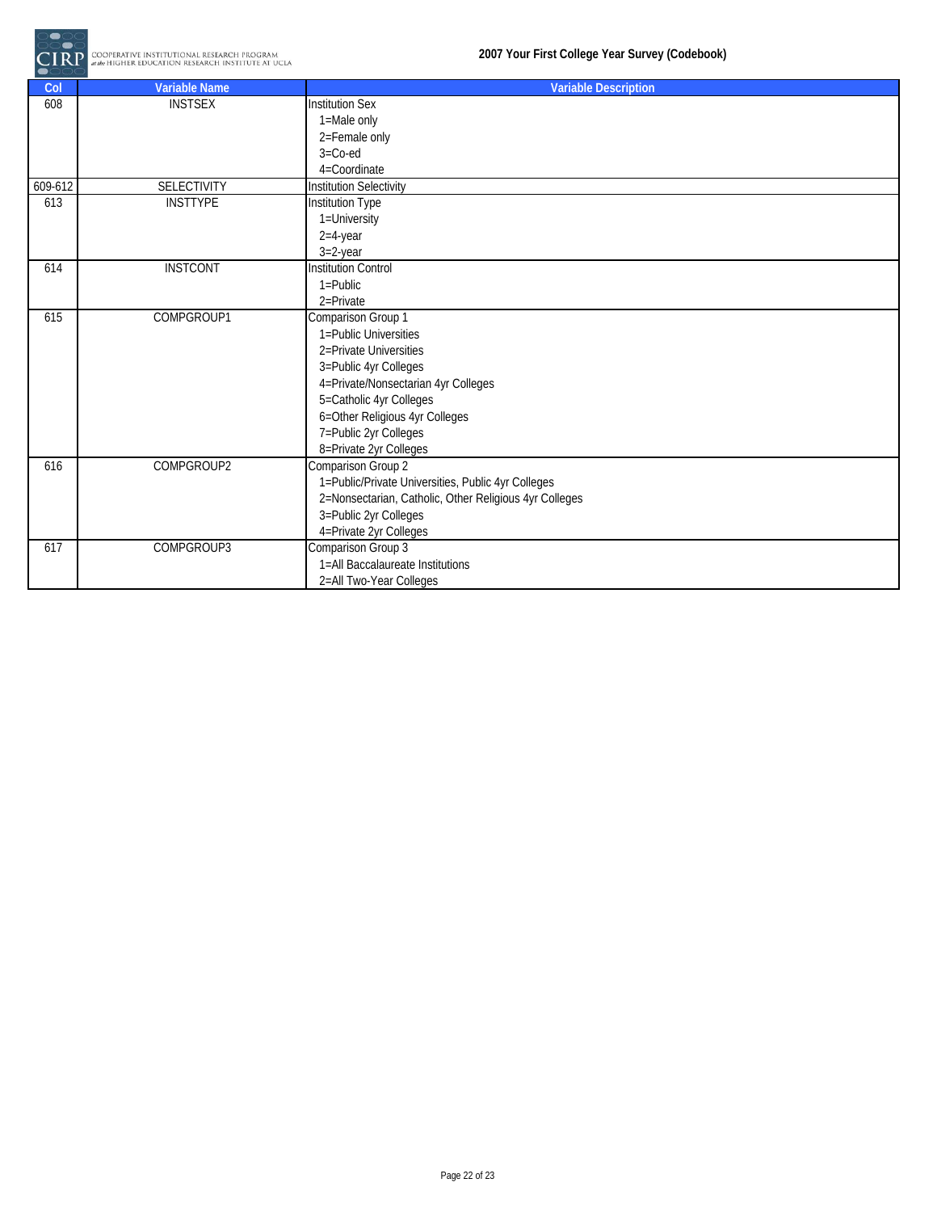| Col | Variable Name | Variable Description |
|---|---|---|
| 608 | INSTSEX | Institution Sex<br>1=Male only<br>2=Female only<br>3=Co-ed<br>4=Coordinate |
| 609-612 | SELECTIVITY | Institution Selectivity |
| 613 | INSTTYPE | Institution Type<br>1=University<br>2=4-year<br>3=2-year |
| 614 | INSTCONT | Institution Control<br>1=Public<br>2=Private |
| 615 | COMPGROUP1 | Comparison Group 1<br>1=Public Universities<br>2=Private Universities<br>3=Public 4yr Colleges<br>4=Private/Nonsectarian 4yr Colleges<br>5=Catholic 4yr Colleges<br>6=Other Religious 4yr Colleges<br>7=Public 2yr Colleges<br>8=Private 2yr Colleges |
| 616 | COMPGROUP2 | Comparison Group 2<br>1=Public/Private Universities, Public 4yr Colleges<br>2=Nonsectarian, Catholic, Other Religious 4yr Colleges<br>3=Public 2yr Colleges<br>4=Private 2yr Colleges |
| 617 | COMPGROUP3 | Comparison Group 3<br>1=All Baccalaureate Institutions<br>2=All Two-Year Colleges |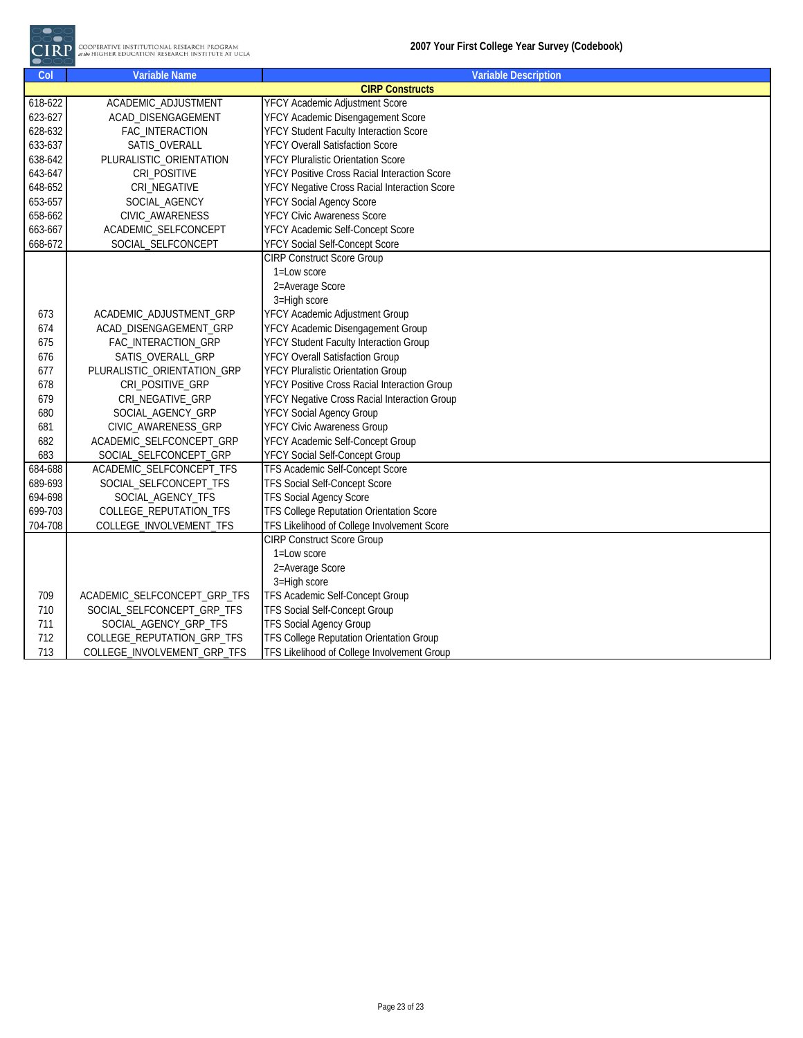| Col | Variable Name | Variable Description |
|---|---|---|
| | | **CIRP Constructs** |
| 618-622 | ACADEMIC_ADJUSTMENT | YFCY Academic Adjustment Score |
| 623-627 | ACAD_DISENGAGEMENT | YFCY Academic Disengagement Score |
| 628-632 | FAC_INTERACTION | YFCY Student Faculty Interaction Score |
| 633-637 | SATIS_OVERALL | YFCY Overall Satisfaction Score |
| 638-642 | PLURALISTIC_ORIENTATION | YFCY Pluralistic Orientation Score |
| 643-647 | CRI_POSITIVE | YFCY Positive Cross Racial Interaction Score |
| 648-652 | CRI_NEGATIVE | YFCY Negative Cross Racial Interaction Score |
| 653-657 | SOCIAL_AGENCY | YFCY Social Agency Score |
| 658-662 | CIVIC_AWARENESS | YFCY Civic Awareness Score |
| 663-667 | ACADEMIC_SELFCONCEPT | YFCY Academic Self-Concept Score |
| 668-672 | SOCIAL_SELFCONCEPT | YFCY Social Self-Concept Score |
| | | CIRP Construct Score Group |
| | | 1=Low score |
| | | 2=Average Score |
| | | 3=High score |
| 673 | ACADEMIC_ADJUSTMENT_GRP | YFCY Academic Adjustment Group |
| 674 | ACAD_DISENGAGEMENT_GRP | YFCY Academic Disengagement Group |
| 675 | FAC_INTERACTION_GRP | YFCY Student Faculty Interaction Group |
| 676 | SATIS_OVERALL_GRP | YFCY Overall Satisfaction Group |
| 677 | PLURALISTIC_ORIENTATION_GRP | YFCY Pluralistic Orientation Group |
| 678 | CRI_POSITIVE_GRP | YFCY Positive Cross Racial Interaction Group |
| 679 | CRI_NEGATIVE_GRP | YFCY Negative Cross Racial Interaction Group |
| 680 | SOCIAL_AGENCY_GRP | YFCY Social Agency Group |
| 681 | CIVIC_AWARENESS_GRP | YFCY Civic Awareness Group |
| 682 | ACADEMIC_SELFCONCEPT_GRP | YFCY Academic Self-Concept Group |
| 683 | SOCIAL_SELFCONCEPT_GRP | YFCY Social Self-Concept Group |
| 684-688 | ACADEMIC_SELFCONCEPT_TFS | TFS Academic Self-Concept Score |
| 689-693 | SOCIAL_SELFCONCEPT_TFS | TFS Social Self-Concept Score |
| 694-698 | SOCIAL_AGENCY_TFS | TFS Social Agency Score |
| 699-703 | COLLEGE_REPUTATION_TFS | TFS College Reputation Orientation Score |
| 704-708 | COLLEGE_INVOLVEMENT_TFS | TFS Likelihood of College Involvement Score |
| | | CIRP Construct Score Group |
| | | 1=Low score |
| | | 2=Average Score |
| | | 3=High score |
| 709 | ACADEMIC_SELFCONCEPT_GRP_TFS | TFS Academic Self-Concept Group |
| 710 | SOCIAL_SELFCONCEPT_GRP_TFS | TFS Social Self-Concept Group |
| 711 | SOCIAL_AGENCY_GRP_TFS | TFS Social Agency Group |
| 712 | COLLEGE_REPUTATION_GRP_TFS | TFS College Reputation Orientation Group |
| 713 | COLLEGE_INVOLVEMENT_GRP_TFS | TFS Likelihood of College Involvement Group |